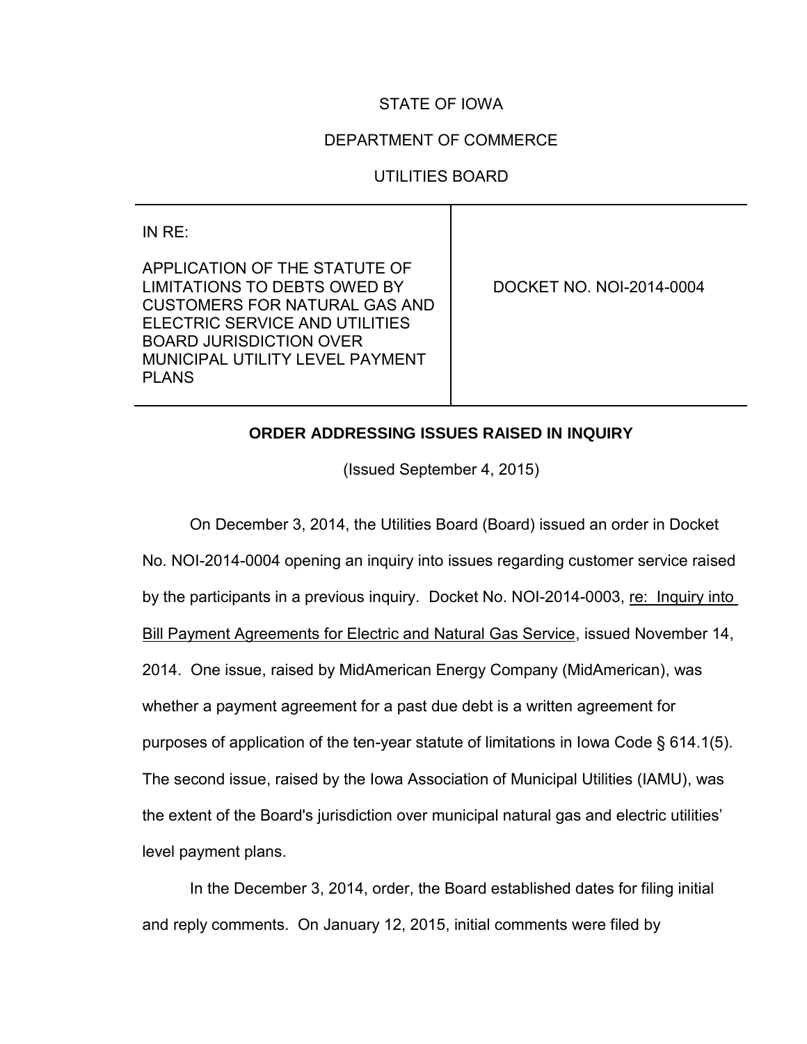STATE OF IOWA

DEPARTMENT OF COMMERCE

UTILITIES BOARD

| IN RE: APPLICATION OF THE STATUTE OF LIMITATIONS TO DEBTS OWED BY CUSTOMERS FOR NATURAL GAS AND ELECTRIC SERVICE AND UTILITIES BOARD JURISDICTION OVER MUNICIPAL UTILITY LEVEL PAYMENT PLANS | DOCKET NO. NOI-2014-0004 |
|---|---|

**ORDER ADDRESSING ISSUES RAISED IN INQUIRY**

(Issued September 4, 2015)

On December 3, 2014, the Utilities Board (Board) issued an order in Docket No. NOI-2014-0004 opening an inquiry into issues regarding customer service raised by the participants in a previous inquiry. Docket No. NOI-2014-0003, re: Inquiry into Bill Payment Agreements for Electric and Natural Gas Service, issued November 14, 2014. One issue, raised by MidAmerican Energy Company (MidAmerican), was whether a payment agreement for a past due debt is a written agreement for purposes of application of the ten-year statute of limitations in Iowa Code § 614.1(5). The second issue, raised by the Iowa Association of Municipal Utilities (IAMU), was the extent of the Board's jurisdiction over municipal natural gas and electric utilities' level payment plans.

In the December 3, 2014, order, the Board established dates for filing initial and reply comments. On January 12, 2015, initial comments were filed by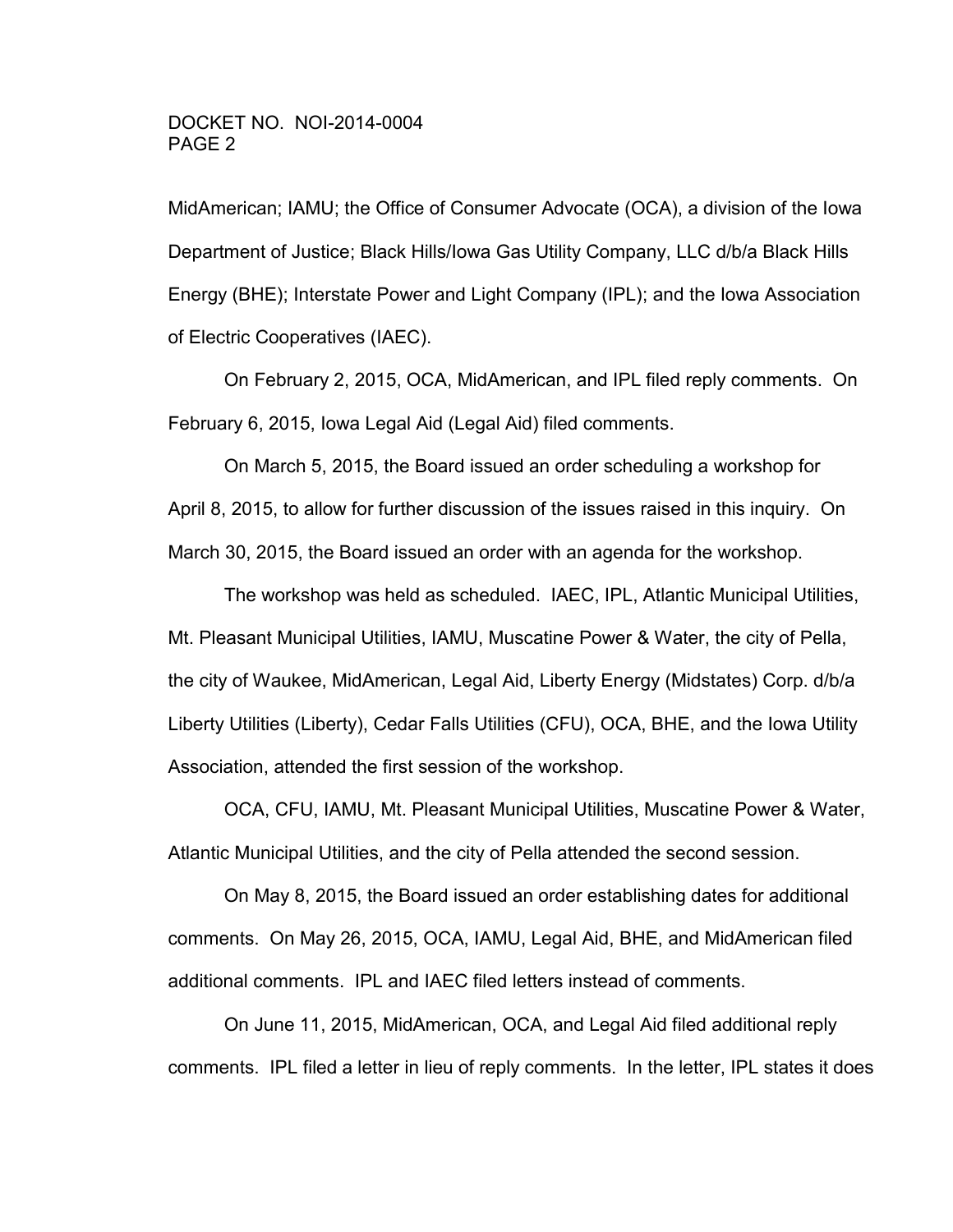MidAmerican; IAMU; the Office of Consumer Advocate (OCA), a division of the Iowa Department of Justice; Black Hills/Iowa Gas Utility Company, LLC d/b/a Black Hills Energy (BHE); Interstate Power and Light Company (IPL); and the Iowa Association of Electric Cooperatives (IAEC).

On February 2, 2015, OCA, MidAmerican, and IPL filed reply comments. On February 6, 2015, Iowa Legal Aid (Legal Aid) filed comments.

On March 5, 2015, the Board issued an order scheduling a workshop for April 8, 2015, to allow for further discussion of the issues raised in this inquiry. On March 30, 2015, the Board issued an order with an agenda for the workshop.

The workshop was held as scheduled. IAEC, IPL, Atlantic Municipal Utilities, Mt. Pleasant Municipal Utilities, IAMU, Muscatine Power & Water, the city of Pella, the city of Waukee, MidAmerican, Legal Aid, Liberty Energy (Midstates) Corp. d/b/a Liberty Utilities (Liberty), Cedar Falls Utilities (CFU), OCA, BHE, and the Iowa Utility Association, attended the first session of the workshop.

OCA, CFU, IAMU, Mt. Pleasant Municipal Utilities, Muscatine Power & Water, Atlantic Municipal Utilities, and the city of Pella attended the second session.

On May 8, 2015, the Board issued an order establishing dates for additional comments. On May 26, 2015, OCA, IAMU, Legal Aid, BHE, and MidAmerican filed additional comments. IPL and IAEC filed letters instead of comments.

On June 11, 2015, MidAmerican, OCA, and Legal Aid filed additional reply comments. IPL filed a letter in lieu of reply comments. In the letter, IPL states it does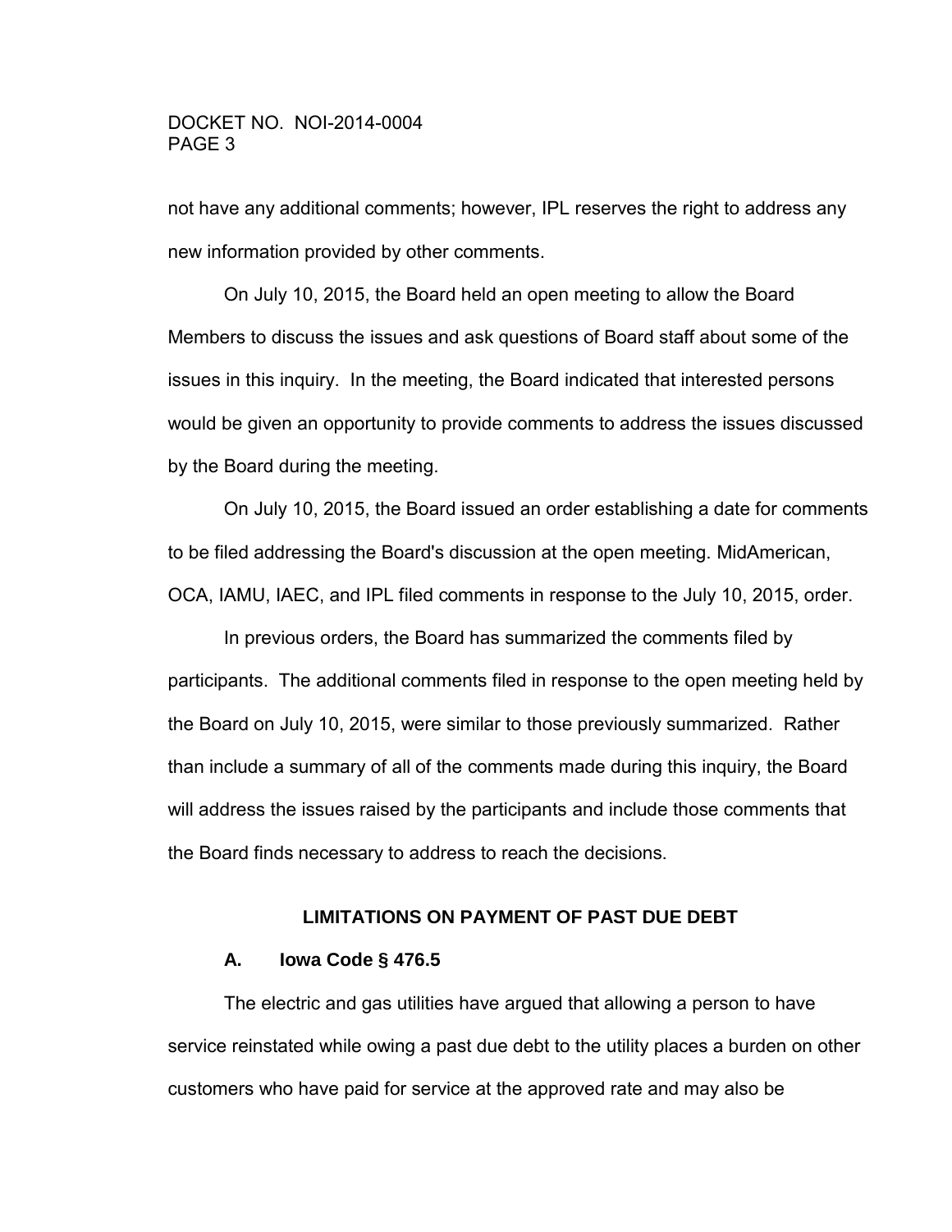not have any additional comments; however, IPL reserves the right to address any new information provided by other comments.

On July 10, 2015, the Board held an open meeting to allow the Board Members to discuss the issues and ask questions of Board staff about some of the issues in this inquiry. In the meeting, the Board indicated that interested persons would be given an opportunity to provide comments to address the issues discussed by the Board during the meeting.

On July 10, 2015, the Board issued an order establishing a date for comments to be filed addressing the Board's discussion at the open meeting. MidAmerican, OCA, IAMU, IAEC, and IPL filed comments in response to the July 10, 2015, order.

In previous orders, the Board has summarized the comments filed by participants. The additional comments filed in response to the open meeting held by the Board on July 10, 2015, were similar to those previously summarized. Rather than include a summary of all of the comments made during this inquiry, the Board will address the issues raised by the participants and include those comments that the Board finds necessary to address to reach the decisions.

## LIMITATIONS ON PAYMENT OF PAST DUE DEBT

### A. Iowa Code § 476.5

The electric and gas utilities have argued that allowing a person to have service reinstated while owing a past due debt to the utility places a burden on other customers who have paid for service at the approved rate and may also be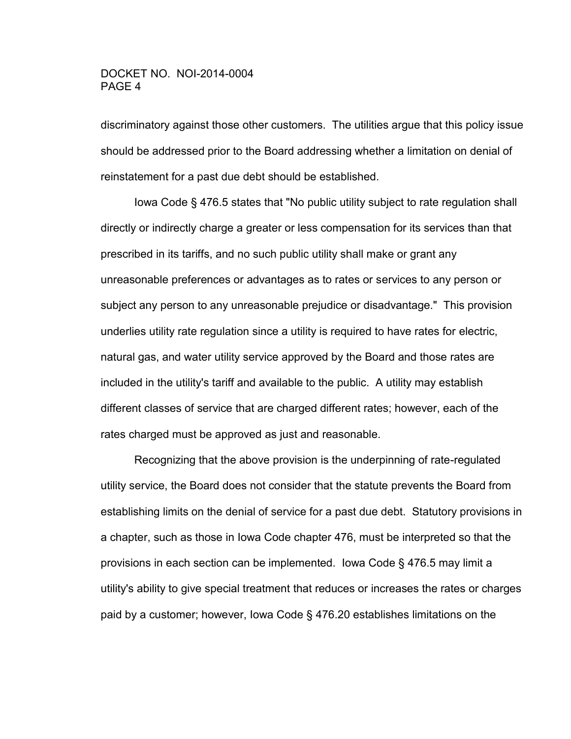discriminatory against those other customers. The utilities argue that this policy issue should be addressed prior to the Board addressing whether a limitation on denial of reinstatement for a past due debt should be established.

Iowa Code § 476.5 states that "No public utility subject to rate regulation shall directly or indirectly charge a greater or less compensation for its services than that prescribed in its tariffs, and no such public utility shall make or grant any unreasonable preferences or advantages as to rates or services to any person or subject any person to any unreasonable prejudice or disadvantage." This provision underlies utility rate regulation since a utility is required to have rates for electric, natural gas, and water utility service approved by the Board and those rates are included in the utility's tariff and available to the public. A utility may establish different classes of service that are charged different rates; however, each of the rates charged must be approved as just and reasonable.

Recognizing that the above provision is the underpinning of rate-regulated utility service, the Board does not consider that the statute prevents the Board from establishing limits on the denial of service for a past due debt. Statutory provisions in a chapter, such as those in Iowa Code chapter 476, must be interpreted so that the provisions in each section can be implemented. Iowa Code § 476.5 may limit a utility's ability to give special treatment that reduces or increases the rates or charges paid by a customer; however, Iowa Code § 476.20 establishes limitations on the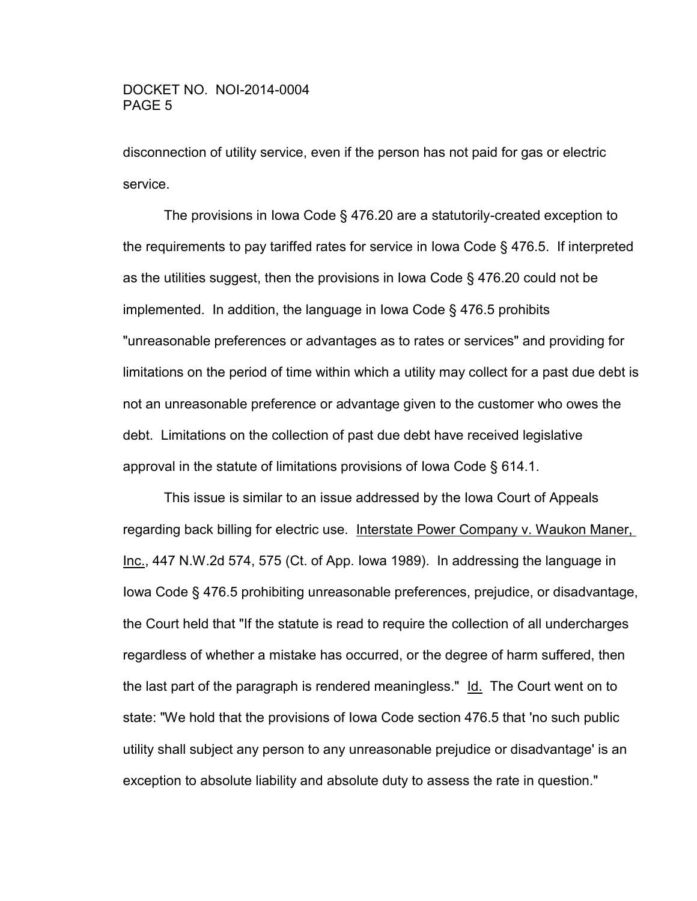disconnection of utility service, even if the person has not paid for gas or electric service.

The provisions in Iowa Code § 476.20 are a statutorily-created exception to the requirements to pay tariffed rates for service in Iowa Code § 476.5. If interpreted as the utilities suggest, then the provisions in Iowa Code § 476.20 could not be implemented. In addition, the language in Iowa Code § 476.5 prohibits "unreasonable preferences or advantages as to rates or services" and providing for limitations on the period of time within which a utility may collect for a past due debt is not an unreasonable preference or advantage given to the customer who owes the debt. Limitations on the collection of past due debt have received legislative approval in the statute of limitations provisions of Iowa Code § 614.1.

This issue is similar to an issue addressed by the Iowa Court of Appeals regarding back billing for electric use. Interstate Power Company v. Waukon Maner, Inc., 447 N.W.2d 574, 575 (Ct. of App. Iowa 1989). In addressing the language in Iowa Code § 476.5 prohibiting unreasonable preferences, prejudice, or disadvantage, the Court held that "If the statute is read to require the collection of all undercharges regardless of whether a mistake has occurred, or the degree of harm suffered, then the last part of the paragraph is rendered meaningless." Id. The Court went on to state: "We hold that the provisions of Iowa Code section 476.5 that 'no such public utility shall subject any person to any unreasonable prejudice or disadvantage' is an exception to absolute liability and absolute duty to assess the rate in question."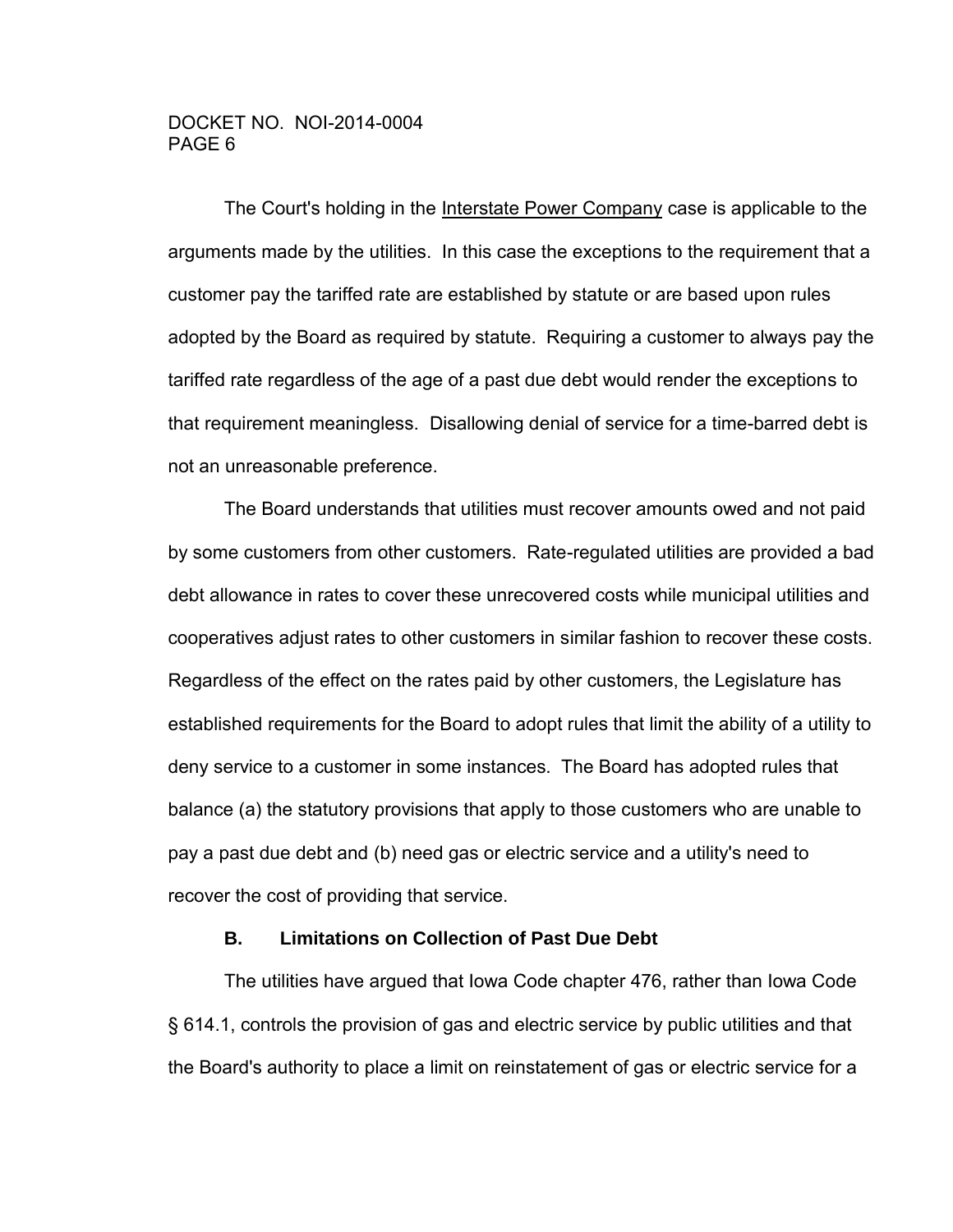The Court's holding in the Interstate Power Company case is applicable to the arguments made by the utilities. In this case the exceptions to the requirement that a customer pay the tariffed rate are established by statute or are based upon rules adopted by the Board as required by statute. Requiring a customer to always pay the tariffed rate regardless of the age of a past due debt would render the exceptions to that requirement meaningless. Disallowing denial of service for a time-barred debt is not an unreasonable preference.

The Board understands that utilities must recover amounts owed and not paid by some customers from other customers. Rate-regulated utilities are provided a bad debt allowance in rates to cover these unrecovered costs while municipal utilities and cooperatives adjust rates to other customers in similar fashion to recover these costs. Regardless of the effect on the rates paid by other customers, the Legislature has established requirements for the Board to adopt rules that limit the ability of a utility to deny service to a customer in some instances. The Board has adopted rules that balance (a) the statutory provisions that apply to those customers who are unable to pay a past due debt and (b) need gas or electric service and a utility's need to recover the cost of providing that service.

### B. Limitations on Collection of Past Due Debt

The utilities have argued that Iowa Code chapter 476, rather than Iowa Code § 614.1, controls the provision of gas and electric service by public utilities and that the Board's authority to place a limit on reinstatement of gas or electric service for a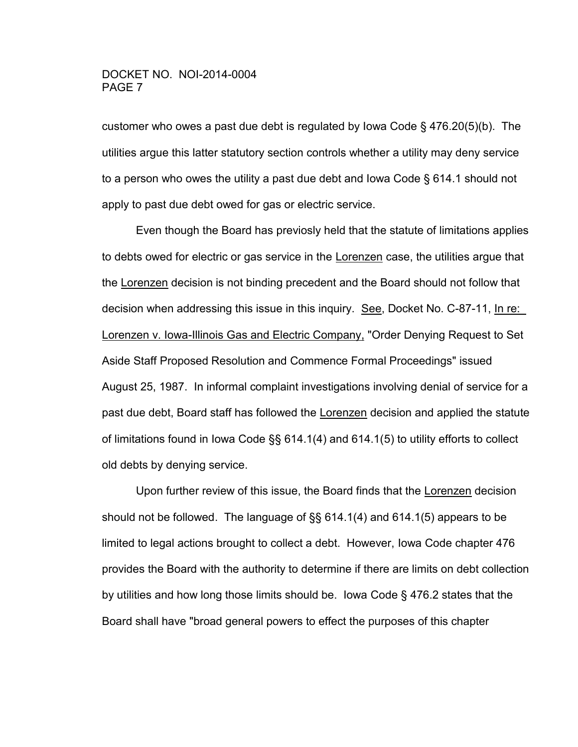customer who owes a past due debt is regulated by Iowa Code § 476.20(5)(b). The utilities argue this latter statutory section controls whether a utility may deny service to a person who owes the utility a past due debt and Iowa Code § 614.1 should not apply to past due debt owed for gas or electric service.

Even though the Board has previously held that the statute of limitations applies to debts owed for electric or gas service in the Lorenzen case, the utilities argue that the Lorenzen decision is not binding precedent and the Board should not follow that decision when addressing this issue in this inquiry. See, Docket No. C-87-11, In re: Lorenzen v. Iowa-Illinois Gas and Electric Company, "Order Denying Request to Set Aside Staff Proposed Resolution and Commence Formal Proceedings" issued August 25, 1987. In informal complaint investigations involving denial of service for a past due debt, Board staff has followed the Lorenzen decision and applied the statute of limitations found in Iowa Code §§ 614.1(4) and 614.1(5) to utility efforts to collect old debts by denying service.

Upon further review of this issue, the Board finds that the Lorenzen decision should not be followed. The language of §§ 614.1(4) and 614.1(5) appears to be limited to legal actions brought to collect a debt. However, Iowa Code chapter 476 provides the Board with the authority to determine if there are limits on debt collection by utilities and how long those limits should be. Iowa Code § 476.2 states that the Board shall have "broad general powers to effect the purposes of this chapter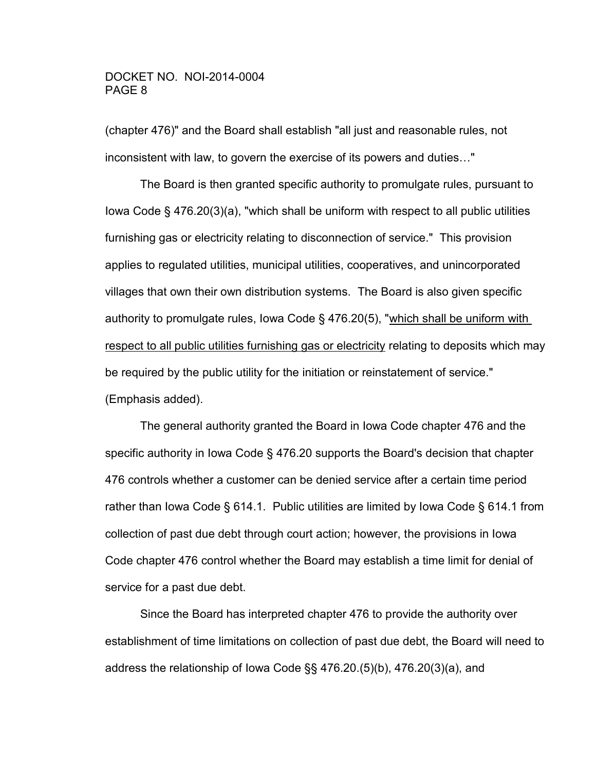(chapter 476)" and the Board shall establish "all just and reasonable rules, not inconsistent with law, to govern the exercise of its powers and duties…"

The Board is then granted specific authority to promulgate rules, pursuant to Iowa Code § 476.20(3)(a), "which shall be uniform with respect to all public utilities furnishing gas or electricity relating to disconnection of service." This provision applies to regulated utilities, municipal utilities, cooperatives, and unincorporated villages that own their own distribution systems. The Board is also given specific authority to promulgate rules, Iowa Code § 476.20(5), "<u>which shall be uniform with respect to all public utilities furnishing gas or electricity</u> relating to deposits which may be required by the public utility for the initiation or reinstatement of service." (Emphasis added).

The general authority granted the Board in Iowa Code chapter 476 and the specific authority in Iowa Code § 476.20 supports the Board's decision that chapter 476 controls whether a customer can be denied service after a certain time period rather than Iowa Code § 614.1. Public utilities are limited by Iowa Code § 614.1 from collection of past due debt through court action; however, the provisions in Iowa Code chapter 476 control whether the Board may establish a time limit for denial of service for a past due debt.

Since the Board has interpreted chapter 476 to provide the authority over establishment of time limitations on collection of past due debt, the Board will need to address the relationship of Iowa Code §§ 476.20.(5)(b), 476.20(3)(a), and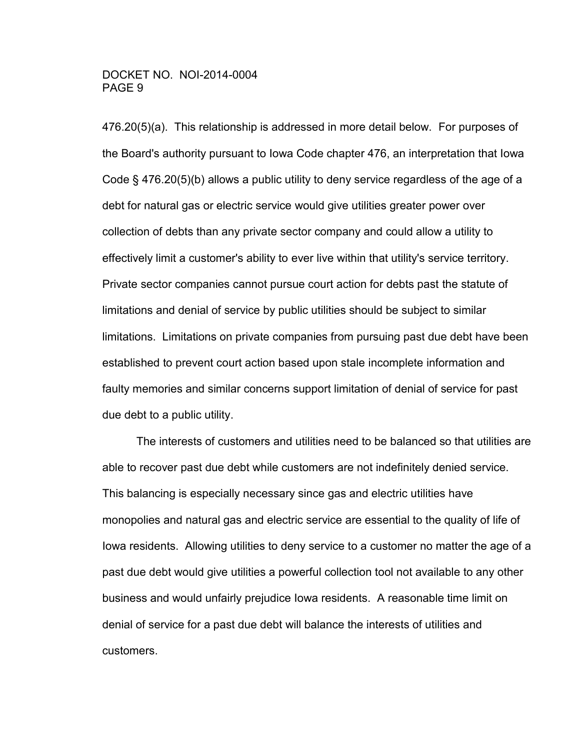476.20(5)(a). This relationship is addressed in more detail below. For purposes of the Board's authority pursuant to Iowa Code chapter 476, an interpretation that Iowa Code § 476.20(5)(b) allows a public utility to deny service regardless of the age of a debt for natural gas or electric service would give utilities greater power over collection of debts than any private sector company and could allow a utility to effectively limit a customer's ability to ever live within that utility's service territory. Private sector companies cannot pursue court action for debts past the statute of limitations and denial of service by public utilities should be subject to similar limitations. Limitations on private companies from pursuing past due debt have been established to prevent court action based upon stale incomplete information and faulty memories and similar concerns support limitation of denial of service for past due debt to a public utility.

The interests of customers and utilities need to be balanced so that utilities are able to recover past due debt while customers are not indefinitely denied service. This balancing is especially necessary since gas and electric utilities have monopolies and natural gas and electric service are essential to the quality of life of Iowa residents. Allowing utilities to deny service to a customer no matter the age of a past due debt would give utilities a powerful collection tool not available to any other business and would unfairly prejudice Iowa residents. A reasonable time limit on denial of service for a past due debt will balance the interests of utilities and customers.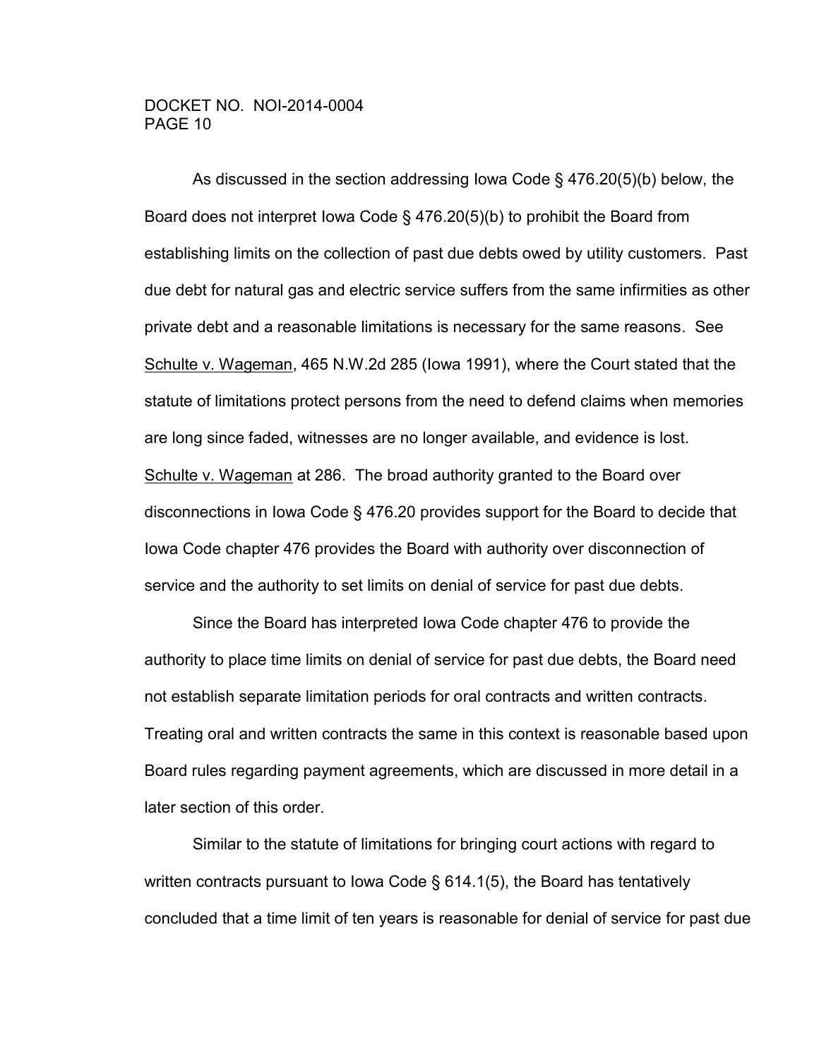As discussed in the section addressing Iowa Code § 476.20(5)(b) below, the Board does not interpret Iowa Code § 476.20(5)(b) to prohibit the Board from establishing limits on the collection of past due debts owed by utility customers. Past due debt for natural gas and electric service suffers from the same infirmities as other private debt and a reasonable limitations is necessary for the same reasons. See Schulte v. Wageman, 465 N.W.2d 285 (Iowa 1991), where the Court stated that the statute of limitations protect persons from the need to defend claims when memories are long since faded, witnesses are no longer available, and evidence is lost. Schulte v. Wageman at 286. The broad authority granted to the Board over disconnections in Iowa Code § 476.20 provides support for the Board to decide that Iowa Code chapter 476 provides the Board with authority over disconnection of service and the authority to set limits on denial of service for past due debts.

Since the Board has interpreted Iowa Code chapter 476 to provide the authority to place time limits on denial of service for past due debts, the Board need not establish separate limitation periods for oral contracts and written contracts. Treating oral and written contracts the same in this context is reasonable based upon Board rules regarding payment agreements, which are discussed in more detail in a later section of this order.

Similar to the statute of limitations for bringing court actions with regard to written contracts pursuant to Iowa Code § 614.1(5), the Board has tentatively concluded that a time limit of ten years is reasonable for denial of service for past due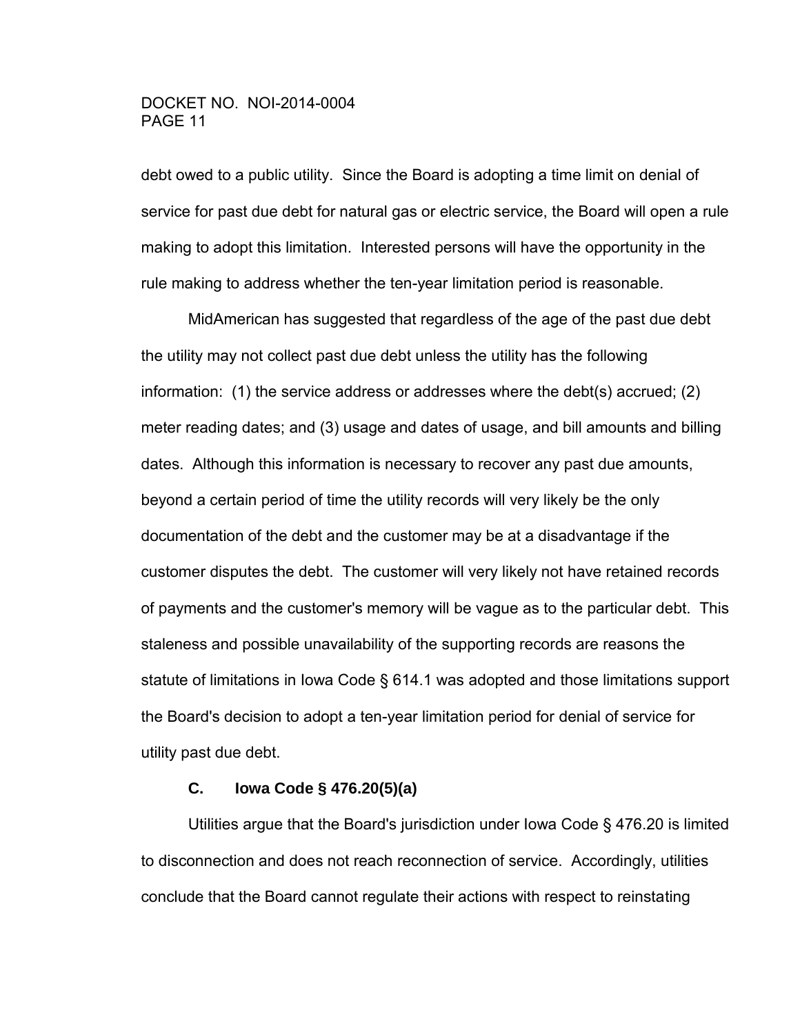debt owed to a public utility. Since the Board is adopting a time limit on denial of service for past due debt for natural gas or electric service, the Board will open a rule making to adopt this limitation. Interested persons will have the opportunity in the rule making to address whether the ten-year limitation period is reasonable.

MidAmerican has suggested that regardless of the age of the past due debt the utility may not collect past due debt unless the utility has the following information: (1) the service address or addresses where the debt(s) accrued; (2) meter reading dates; and (3) usage and dates of usage, and bill amounts and billing dates. Although this information is necessary to recover any past due amounts, beyond a certain period of time the utility records will very likely be the only documentation of the debt and the customer may be at a disadvantage if the customer disputes the debt. The customer will very likely not have retained records of payments and the customer's memory will be vague as to the particular debt. This staleness and possible unavailability of the supporting records are reasons the statute of limitations in Iowa Code § 614.1 was adopted and those limitations support the Board's decision to adopt a ten-year limitation period for denial of service for utility past due debt.

### C. Iowa Code § 476.20(5)(a)

Utilities argue that the Board's jurisdiction under Iowa Code § 476.20 is limited to disconnection and does not reach reconnection of service. Accordingly, utilities conclude that the Board cannot regulate their actions with respect to reinstating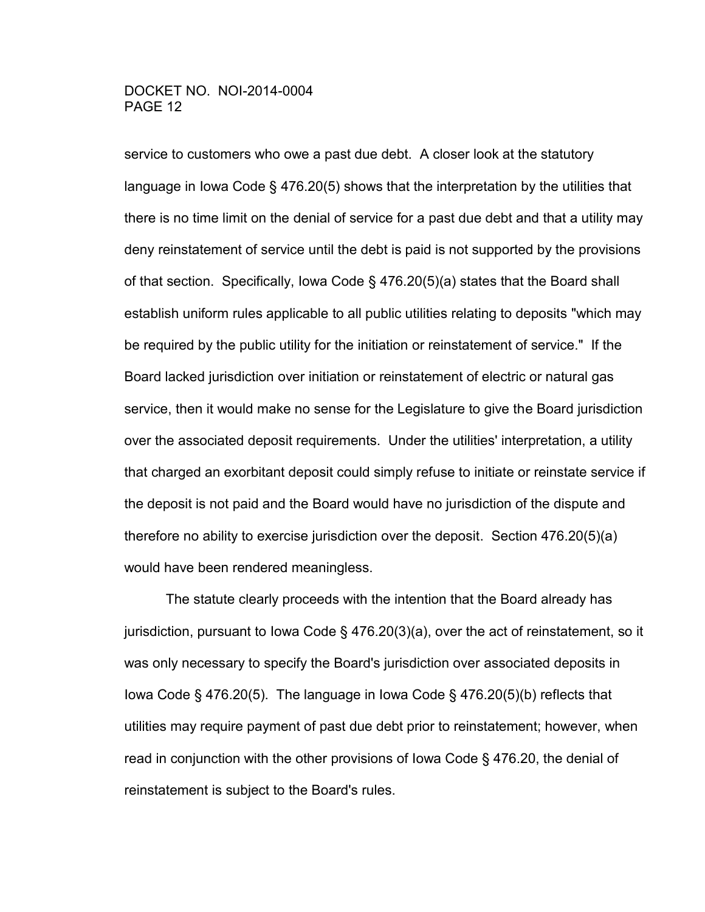service to customers who owe a past due debt. A closer look at the statutory language in Iowa Code § 476.20(5) shows that the interpretation by the utilities that there is no time limit on the denial of service for a past due debt and that a utility may deny reinstatement of service until the debt is paid is not supported by the provisions of that section. Specifically, Iowa Code § 476.20(5)(a) states that the Board shall establish uniform rules applicable to all public utilities relating to deposits "which may be required by the public utility for the initiation or reinstatement of service." If the Board lacked jurisdiction over initiation or reinstatement of electric or natural gas service, then it would make no sense for the Legislature to give the Board jurisdiction over the associated deposit requirements. Under the utilities' interpretation, a utility that charged an exorbitant deposit could simply refuse to initiate or reinstate service if the deposit is not paid and the Board would have no jurisdiction of the dispute and therefore no ability to exercise jurisdiction over the deposit. Section 476.20(5)(a) would have been rendered meaningless.

The statute clearly proceeds with the intention that the Board already has jurisdiction, pursuant to Iowa Code § 476.20(3)(a), over the act of reinstatement, so it was only necessary to specify the Board's jurisdiction over associated deposits in Iowa Code § 476.20(5). The language in Iowa Code § 476.20(5)(b) reflects that utilities may require payment of past due debt prior to reinstatement; however, when read in conjunction with the other provisions of Iowa Code § 476.20, the denial of reinstatement is subject to the Board's rules.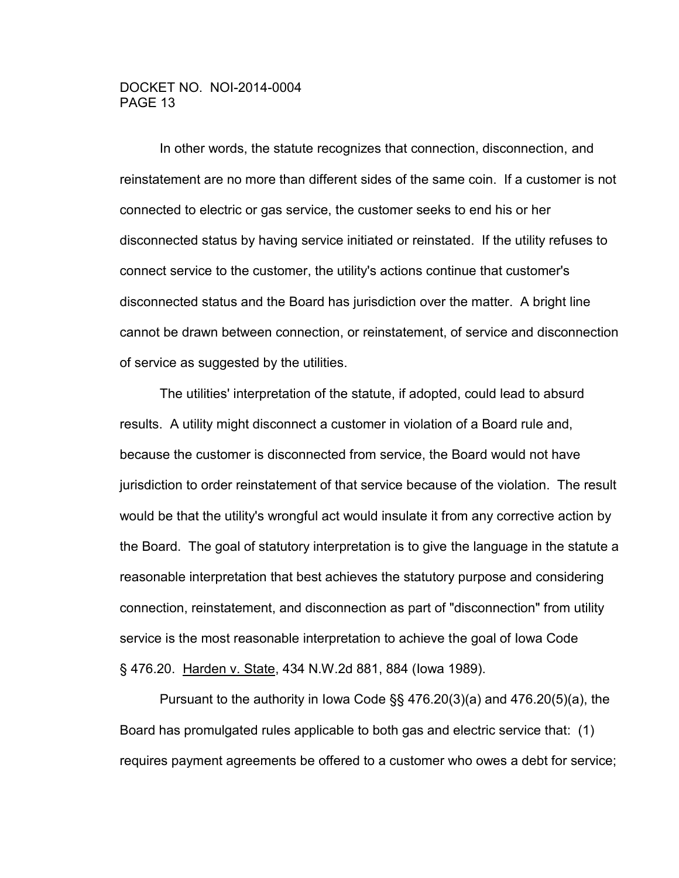In other words, the statute recognizes that connection, disconnection, and reinstatement are no more than different sides of the same coin. If a customer is not connected to electric or gas service, the customer seeks to end his or her disconnected status by having service initiated or reinstated. If the utility refuses to connect service to the customer, the utility's actions continue that customer's disconnected status and the Board has jurisdiction over the matter. A bright line cannot be drawn between connection, or reinstatement, of service and disconnection of service as suggested by the utilities.

The utilities' interpretation of the statute, if adopted, could lead to absurd results. A utility might disconnect a customer in violation of a Board rule and, because the customer is disconnected from service, the Board would not have jurisdiction to order reinstatement of that service because of the violation. The result would be that the utility's wrongful act would insulate it from any corrective action by the Board. The goal of statutory interpretation is to give the language in the statute a reasonable interpretation that best achieves the statutory purpose and considering connection, reinstatement, and disconnection as part of "disconnection" from utility service is the most reasonable interpretation to achieve the goal of Iowa Code § 476.20. Harden v. State, 434 N.W.2d 881, 884 (Iowa 1989).

Pursuant to the authority in Iowa Code §§ 476.20(3)(a) and 476.20(5)(a), the Board has promulgated rules applicable to both gas and electric service that: (1) requires payment agreements be offered to a customer who owes a debt for service;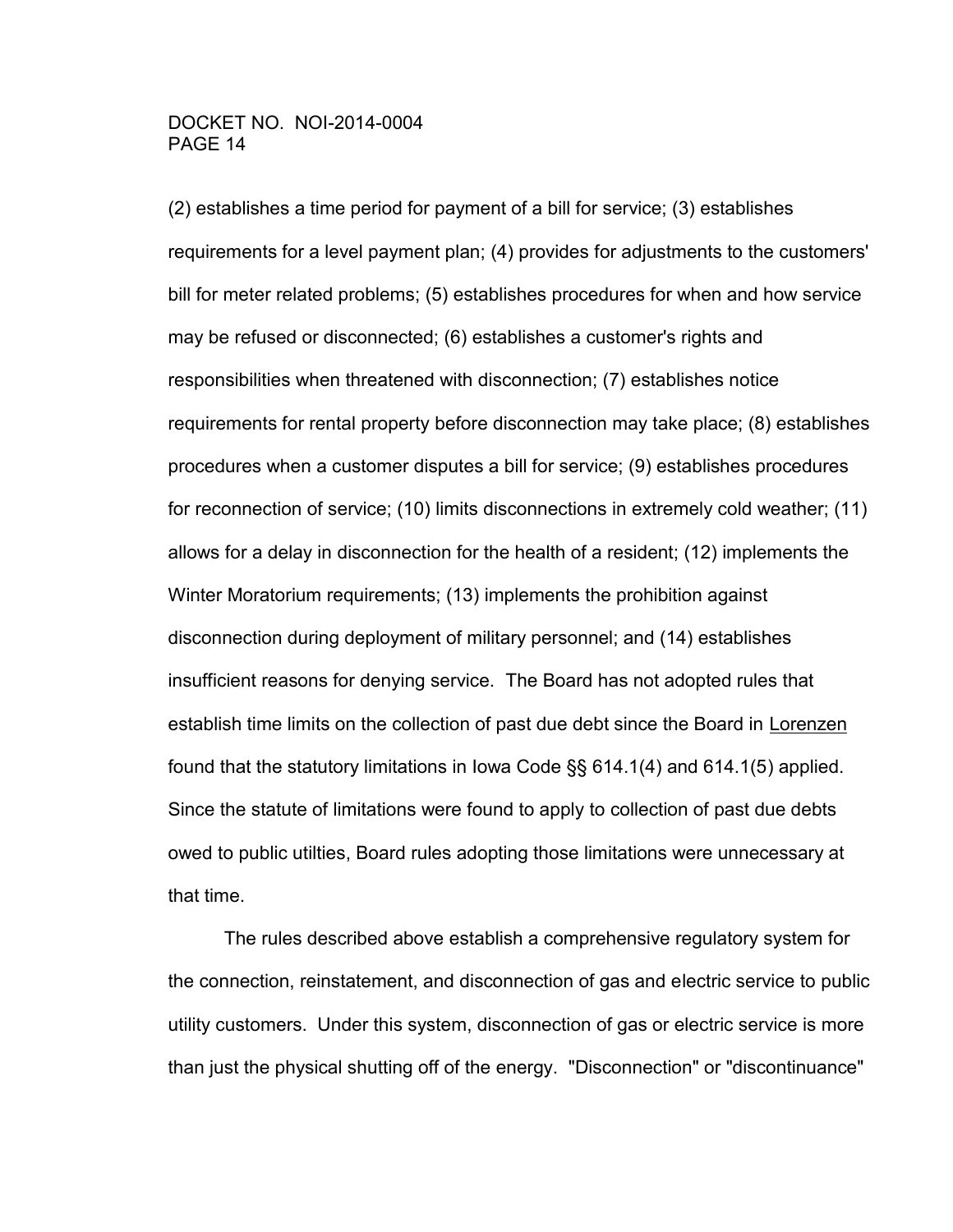(2) establishes a time period for payment of a bill for service; (3) establishes requirements for a level payment plan; (4) provides for adjustments to the customers' bill for meter related problems; (5) establishes procedures for when and how service may be refused or disconnected; (6) establishes a customer's rights and responsibilities when threatened with disconnection; (7) establishes notice requirements for rental property before disconnection may take place; (8) establishes procedures when a customer disputes a bill for service; (9) establishes procedures for reconnection of service; (10) limits disconnections in extremely cold weather; (11) allows for a delay in disconnection for the health of a resident; (12) implements the Winter Moratorium requirements; (13) implements the prohibition against disconnection during deployment of military personnel; and (14) establishes insufficient reasons for denying service. The Board has not adopted rules that establish time limits on the collection of past due debt since the Board in Lorenzen found that the statutory limitations in Iowa Code §§ 614.1(4) and 614.1(5) applied. Since the statute of limitations were found to apply to collection of past due debts owed to public utilties, Board rules adopting those limitations were unnecessary at that time.

The rules described above establish a comprehensive regulatory system for the connection, reinstatement, and disconnection of gas and electric service to public utility customers. Under this system, disconnection of gas or electric service is more than just the physical shutting off of the energy. "Disconnection" or "discontinuance"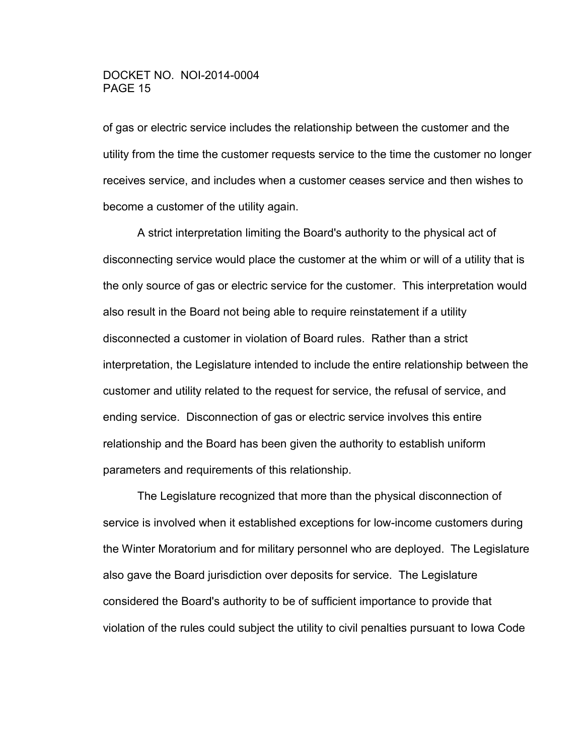of gas or electric service includes the relationship between the customer and the utility from the time the customer requests service to the time the customer no longer receives service, and includes when a customer ceases service and then wishes to become a customer of the utility again.

A strict interpretation limiting the Board's authority to the physical act of disconnecting service would place the customer at the whim or will of a utility that is the only source of gas or electric service for the customer. This interpretation would also result in the Board not being able to require reinstatement if a utility disconnected a customer in violation of Board rules. Rather than a strict interpretation, the Legislature intended to include the entire relationship between the customer and utility related to the request for service, the refusal of service, and ending service. Disconnection of gas or electric service involves this entire relationship and the Board has been given the authority to establish uniform parameters and requirements of this relationship.

The Legislature recognized that more than the physical disconnection of service is involved when it established exceptions for low-income customers during the Winter Moratorium and for military personnel who are deployed. The Legislature also gave the Board jurisdiction over deposits for service. The Legislature considered the Board's authority to be of sufficient importance to provide that violation of the rules could subject the utility to civil penalties pursuant to Iowa Code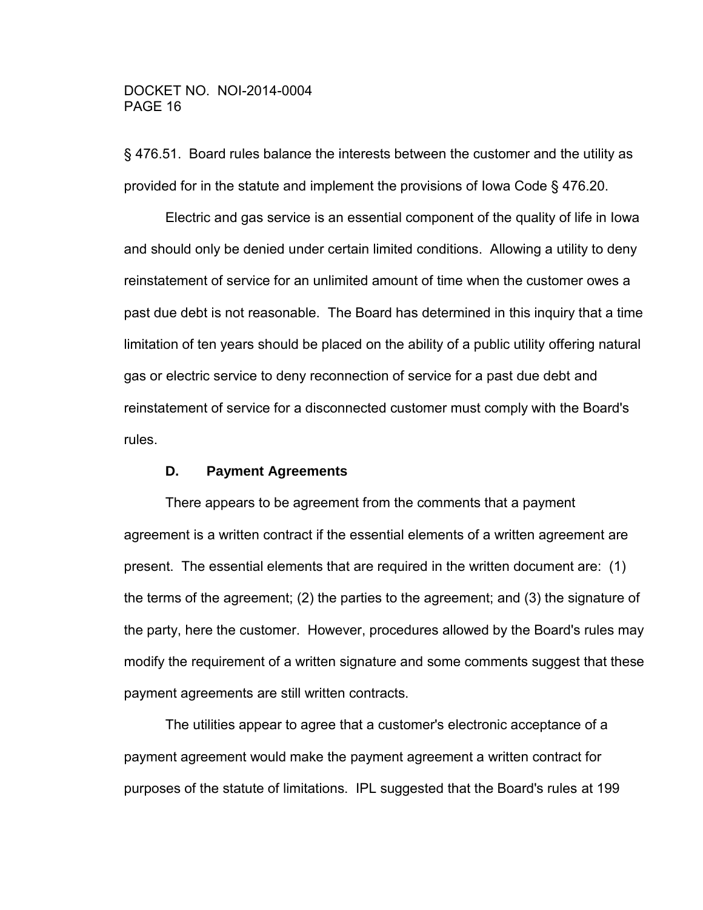§ 476.51. Board rules balance the interests between the customer and the utility as provided for in the statute and implement the provisions of Iowa Code § 476.20.

Electric and gas service is an essential component of the quality of life in Iowa and should only be denied under certain limited conditions. Allowing a utility to deny reinstatement of service for an unlimited amount of time when the customer owes a past due debt is not reasonable. The Board has determined in this inquiry that a time limitation of ten years should be placed on the ability of a public utility offering natural gas or electric service to deny reconnection of service for a past due debt and reinstatement of service for a disconnected customer must comply with the Board's rules.

### D. Payment Agreements

There appears to be agreement from the comments that a payment agreement is a written contract if the essential elements of a written agreement are present. The essential elements that are required in the written document are: (1) the terms of the agreement; (2) the parties to the agreement; and (3) the signature of the party, here the customer. However, procedures allowed by the Board's rules may modify the requirement of a written signature and some comments suggest that these payment agreements are still written contracts.

The utilities appear to agree that a customer's electronic acceptance of a payment agreement would make the payment agreement a written contract for purposes of the statute of limitations. IPL suggested that the Board's rules at 199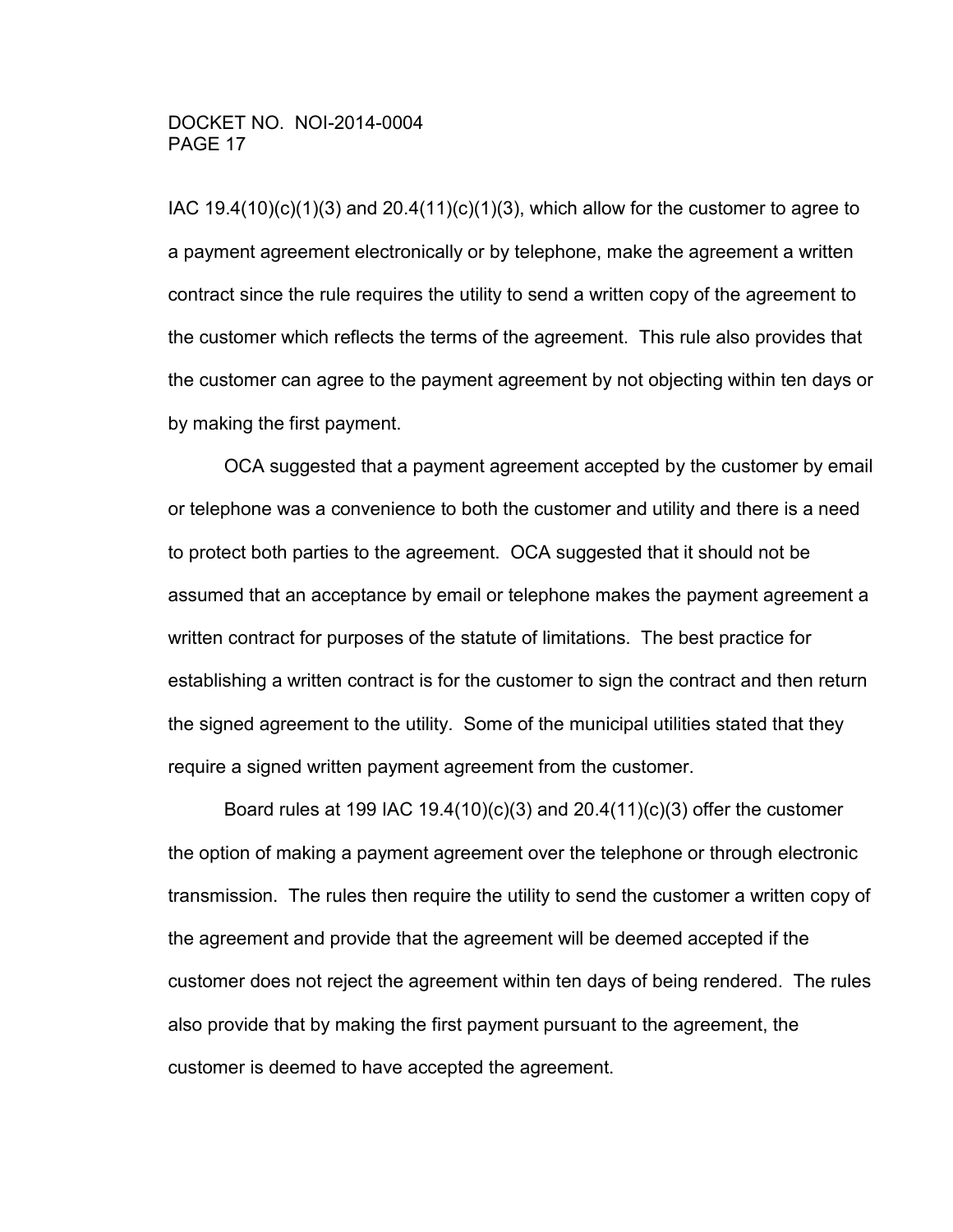IAC 19.4(10)(c)(1)(3) and 20.4(11)(c)(1)(3), which allow for the customer to agree to a payment agreement electronically or by telephone, make the agreement a written contract since the rule requires the utility to send a written copy of the agreement to the customer which reflects the terms of the agreement. This rule also provides that the customer can agree to the payment agreement by not objecting within ten days or by making the first payment.

OCA suggested that a payment agreement accepted by the customer by email or telephone was a convenience to both the customer and utility and there is a need to protect both parties to the agreement. OCA suggested that it should not be assumed that an acceptance by email or telephone makes the payment agreement a written contract for purposes of the statute of limitations. The best practice for establishing a written contract is for the customer to sign the contract and then return the signed agreement to the utility. Some of the municipal utilities stated that they require a signed written payment agreement from the customer.

Board rules at 199 IAC 19.4(10)(c)(3) and 20.4(11)(c)(3) offer the customer the option of making a payment agreement over the telephone or through electronic transmission. The rules then require the utility to send the customer a written copy of the agreement and provide that the agreement will be deemed accepted if the customer does not reject the agreement within ten days of being rendered. The rules also provide that by making the first payment pursuant to the agreement, the customer is deemed to have accepted the agreement.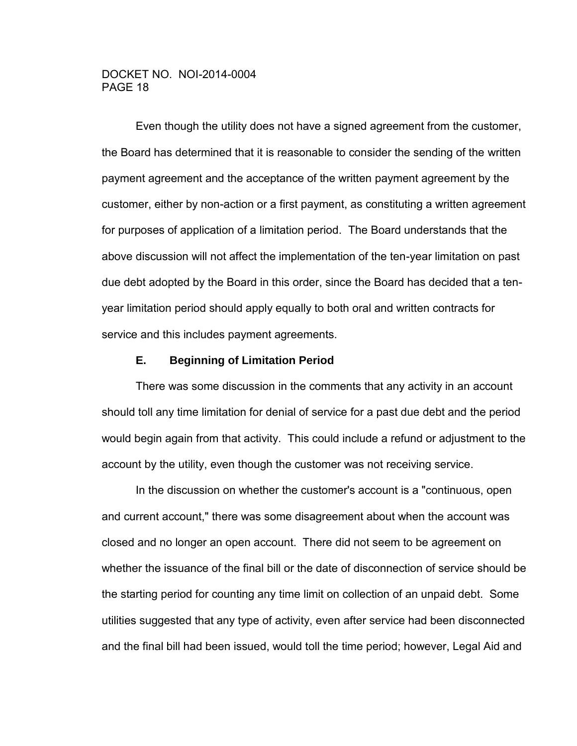Even though the utility does not have a signed agreement from the customer, the Board has determined that it is reasonable to consider the sending of the written payment agreement and the acceptance of the written payment agreement by the customer, either by non-action or a first payment, as constituting a written agreement for purposes of application of a limitation period. The Board understands that the above discussion will not affect the implementation of the ten-year limitation on past due debt adopted by the Board in this order, since the Board has decided that a ten-year limitation period should apply equally to both oral and written contracts for service and this includes payment agreements.

### E. Beginning of Limitation Period

There was some discussion in the comments that any activity in an account should toll any time limitation for denial of service for a past due debt and the period would begin again from that activity. This could include a refund or adjustment to the account by the utility, even though the customer was not receiving service.

In the discussion on whether the customer's account is a "continuous, open and current account," there was some disagreement about when the account was closed and no longer an open account. There did not seem to be agreement on whether the issuance of the final bill or the date of disconnection of service should be the starting period for counting any time limit on collection of an unpaid debt. Some utilities suggested that any type of activity, even after service had been disconnected and the final bill had been issued, would toll the time period; however, Legal Aid and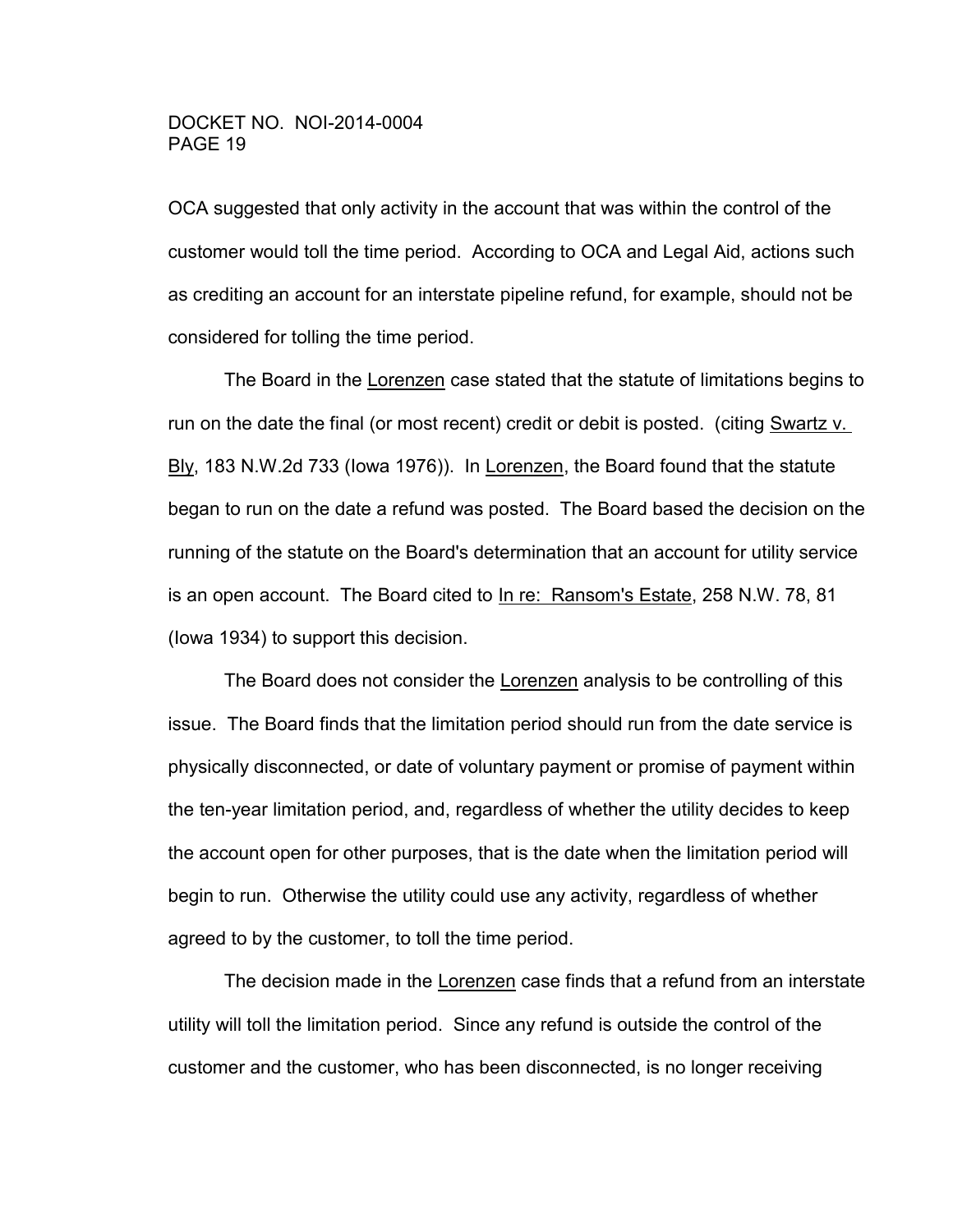OCA suggested that only activity in the account that was within the control of the customer would toll the time period. According to OCA and Legal Aid, actions such as crediting an account for an interstate pipeline refund, for example, should not be considered for tolling the time period.

The Board in the Lorenzen case stated that the statute of limitations begins to run on the date the final (or most recent) credit or debit is posted. (citing Swartz v. Bly, 183 N.W.2d 733 (Iowa 1976)). In Lorenzen, the Board found that the statute began to run on the date a refund was posted. The Board based the decision on the running of the statute on the Board's determination that an account for utility service is an open account. The Board cited to In re: Ransom's Estate, 258 N.W. 78, 81 (Iowa 1934) to support this decision.

The Board does not consider the Lorenzen analysis to be controlling of this issue. The Board finds that the limitation period should run from the date service is physically disconnected, or date of voluntary payment or promise of payment within the ten-year limitation period, and, regardless of whether the utility decides to keep the account open for other purposes, that is the date when the limitation period will begin to run. Otherwise the utility could use any activity, regardless of whether agreed to by the customer, to toll the time period.

The decision made in the Lorenzen case finds that a refund from an interstate utility will toll the limitation period. Since any refund is outside the control of the customer and the customer, who has been disconnected, is no longer receiving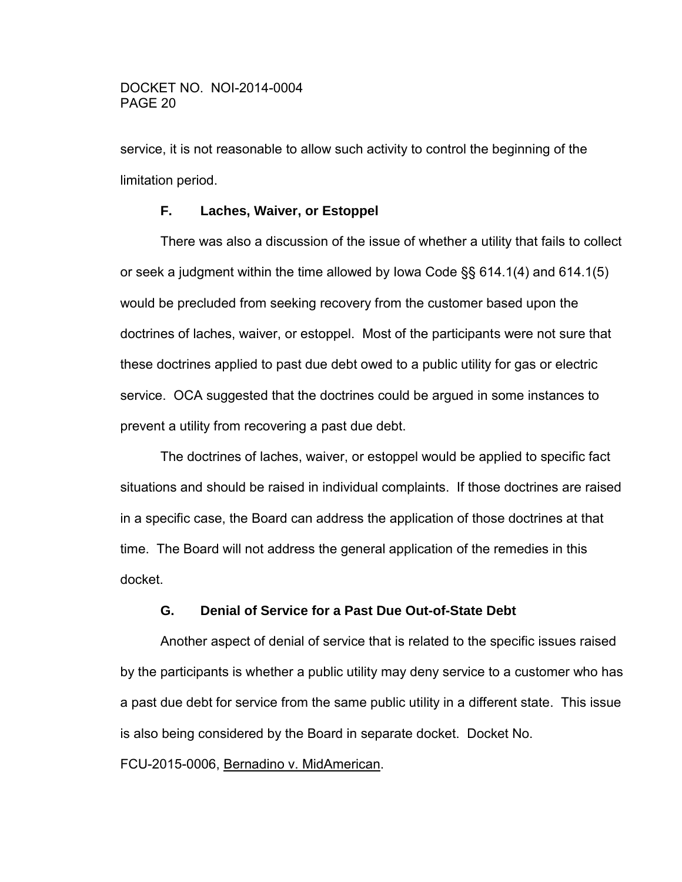service, it is not reasonable to allow such activity to control the beginning of the limitation period.

### F. Laches, Waiver, or Estoppel

There was also a discussion of the issue of whether a utility that fails to collect or seek a judgment within the time allowed by Iowa Code §§ 614.1(4) and 614.1(5) would be precluded from seeking recovery from the customer based upon the doctrines of laches, waiver, or estoppel. Most of the participants were not sure that these doctrines applied to past due debt owed to a public utility for gas or electric service. OCA suggested that the doctrines could be argued in some instances to prevent a utility from recovering a past due debt.

The doctrines of laches, waiver, or estoppel would be applied to specific fact situations and should be raised in individual complaints. If those doctrines are raised in a specific case, the Board can address the application of those doctrines at that time. The Board will not address the general application of the remedies in this docket.

### G. Denial of Service for a Past Due Out-of-State Debt

Another aspect of denial of service that is related to the specific issues raised by the participants is whether a public utility may deny service to a customer who has a past due debt for service from the same public utility in a different state. This issue is also being considered by the Board in separate docket. Docket No. FCU-2015-0006, Bernadino v. MidAmerican.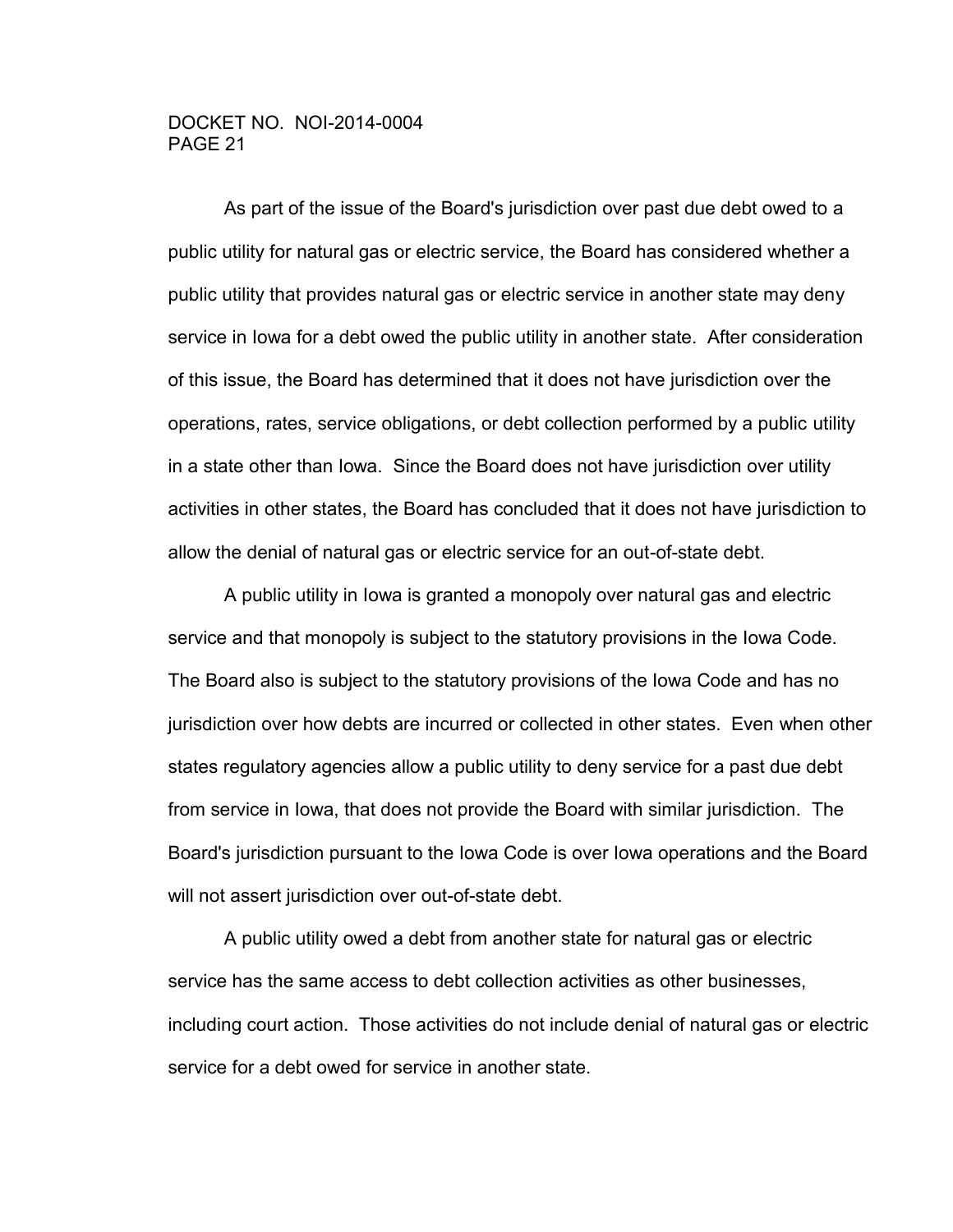As part of the issue of the Board's jurisdiction over past due debt owed to a public utility for natural gas or electric service, the Board has considered whether a public utility that provides natural gas or electric service in another state may deny service in Iowa for a debt owed the public utility in another state. After consideration of this issue, the Board has determined that it does not have jurisdiction over the operations, rates, service obligations, or debt collection performed by a public utility in a state other than Iowa. Since the Board does not have jurisdiction over utility activities in other states, the Board has concluded that it does not have jurisdiction to allow the denial of natural gas or electric service for an out-of-state debt.

A public utility in Iowa is granted a monopoly over natural gas and electric service and that monopoly is subject to the statutory provisions in the Iowa Code. The Board also is subject to the statutory provisions of the Iowa Code and has no jurisdiction over how debts are incurred or collected in other states. Even when other states regulatory agencies allow a public utility to deny service for a past due debt from service in Iowa, that does not provide the Board with similar jurisdiction. The Board's jurisdiction pursuant to the Iowa Code is over Iowa operations and the Board will not assert jurisdiction over out-of-state debt.

A public utility owed a debt from another state for natural gas or electric service has the same access to debt collection activities as other businesses, including court action. Those activities do not include denial of natural gas or electric service for a debt owed for service in another state.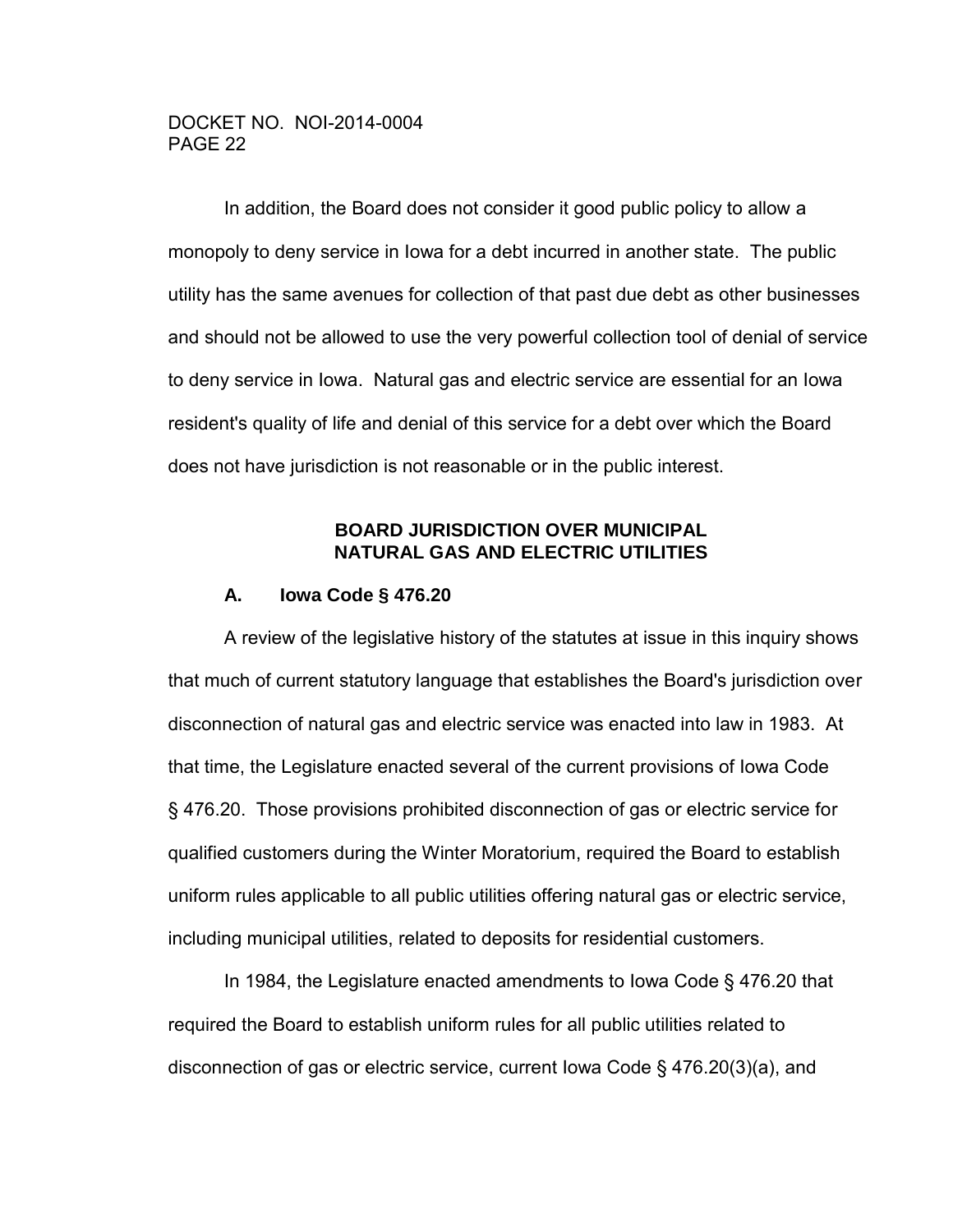In addition, the Board does not consider it good public policy to allow a monopoly to deny service in Iowa for a debt incurred in another state. The public utility has the same avenues for collection of that past due debt as other businesses and should not be allowed to use the very powerful collection tool of denial of service to deny service in Iowa. Natural gas and electric service are essential for an Iowa resident's quality of life and denial of this service for a debt over which the Board does not have jurisdiction is not reasonable or in the public interest.

## BOARD JURISDICTION OVER MUNICIPAL NATURAL GAS AND ELECTRIC UTILITIES

### A. Iowa Code § 476.20

A review of the legislative history of the statutes at issue in this inquiry shows that much of current statutory language that establishes the Board's jurisdiction over disconnection of natural gas and electric service was enacted into law in 1983. At that time, the Legislature enacted several of the current provisions of Iowa Code § 476.20. Those provisions prohibited disconnection of gas or electric service for qualified customers during the Winter Moratorium, required the Board to establish uniform rules applicable to all public utilities offering natural gas or electric service, including municipal utilities, related to deposits for residential customers.

In 1984, the Legislature enacted amendments to Iowa Code § 476.20 that required the Board to establish uniform rules for all public utilities related to disconnection of gas or electric service, current Iowa Code § 476.20(3)(a), and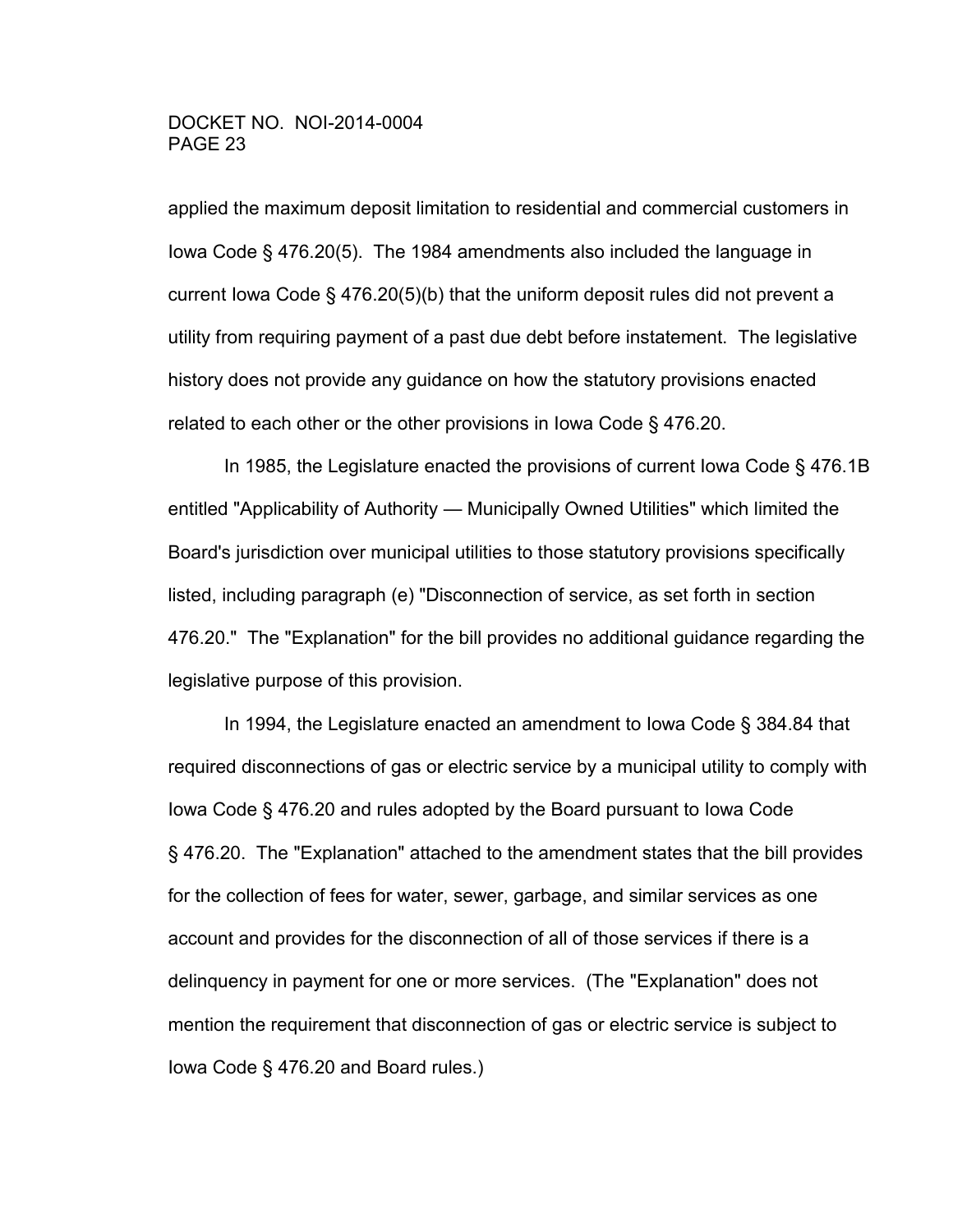applied the maximum deposit limitation to residential and commercial customers in Iowa Code § 476.20(5). The 1984 amendments also included the language in current Iowa Code § 476.20(5)(b) that the uniform deposit rules did not prevent a utility from requiring payment of a past due debt before instatement. The legislative history does not provide any guidance on how the statutory provisions enacted related to each other or the other provisions in Iowa Code § 476.20.

In 1985, the Legislature enacted the provisions of current Iowa Code § 476.1B entitled "Applicability of Authority — Municipally Owned Utilities" which limited the Board's jurisdiction over municipal utilities to those statutory provisions specifically listed, including paragraph (e) "Disconnection of service, as set forth in section 476.20." The "Explanation" for the bill provides no additional guidance regarding the legislative purpose of this provision.

In 1994, the Legislature enacted an amendment to Iowa Code § 384.84 that required disconnections of gas or electric service by a municipal utility to comply with Iowa Code § 476.20 and rules adopted by the Board pursuant to Iowa Code § 476.20. The "Explanation" attached to the amendment states that the bill provides for the collection of fees for water, sewer, garbage, and similar services as one account and provides for the disconnection of all of those services if there is a delinquency in payment for one or more services. (The "Explanation" does not mention the requirement that disconnection of gas or electric service is subject to Iowa Code § 476.20 and Board rules.)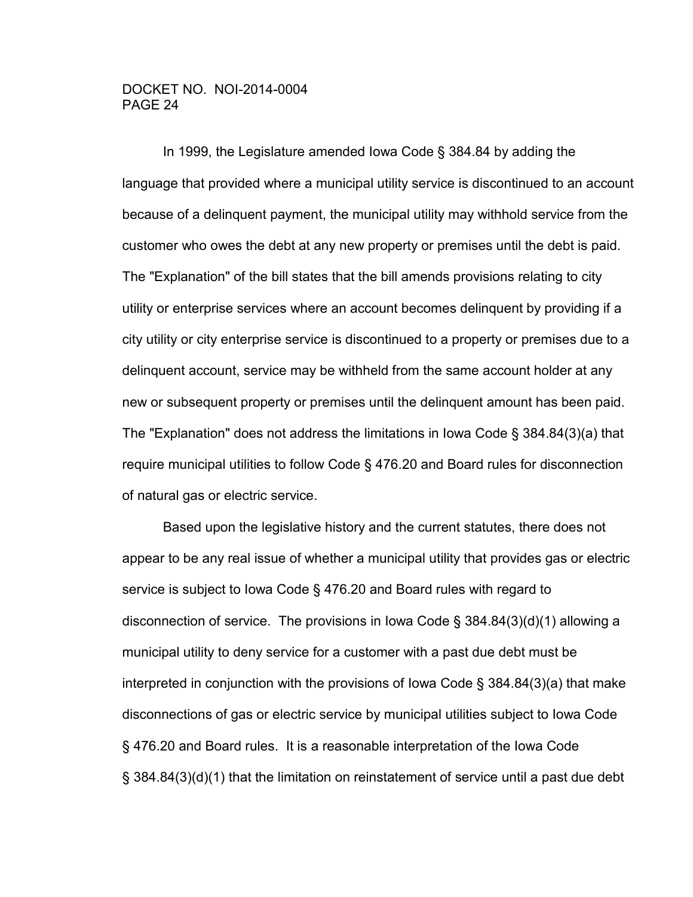In 1999, the Legislature amended Iowa Code § 384.84 by adding the language that provided where a municipal utility service is discontinued to an account because of a delinquent payment, the municipal utility may withhold service from the customer who owes the debt at any new property or premises until the debt is paid. The "Explanation" of the bill states that the bill amends provisions relating to city utility or enterprise services where an account becomes delinquent by providing if a city utility or city enterprise service is discontinued to a property or premises due to a delinquent account, service may be withheld from the same account holder at any new or subsequent property or premises until the delinquent amount has been paid. The "Explanation" does not address the limitations in Iowa Code § 384.84(3)(a) that require municipal utilities to follow Code § 476.20 and Board rules for disconnection of natural gas or electric service.

Based upon the legislative history and the current statutes, there does not appear to be any real issue of whether a municipal utility that provides gas or electric service is subject to Iowa Code § 476.20 and Board rules with regard to disconnection of service. The provisions in Iowa Code § 384.84(3)(d)(1) allowing a municipal utility to deny service for a customer with a past due debt must be interpreted in conjunction with the provisions of Iowa Code § 384.84(3)(a) that make disconnections of gas or electric service by municipal utilities subject to Iowa Code § 476.20 and Board rules. It is a reasonable interpretation of the Iowa Code § 384.84(3)(d)(1) that the limitation on reinstatement of service until a past due debt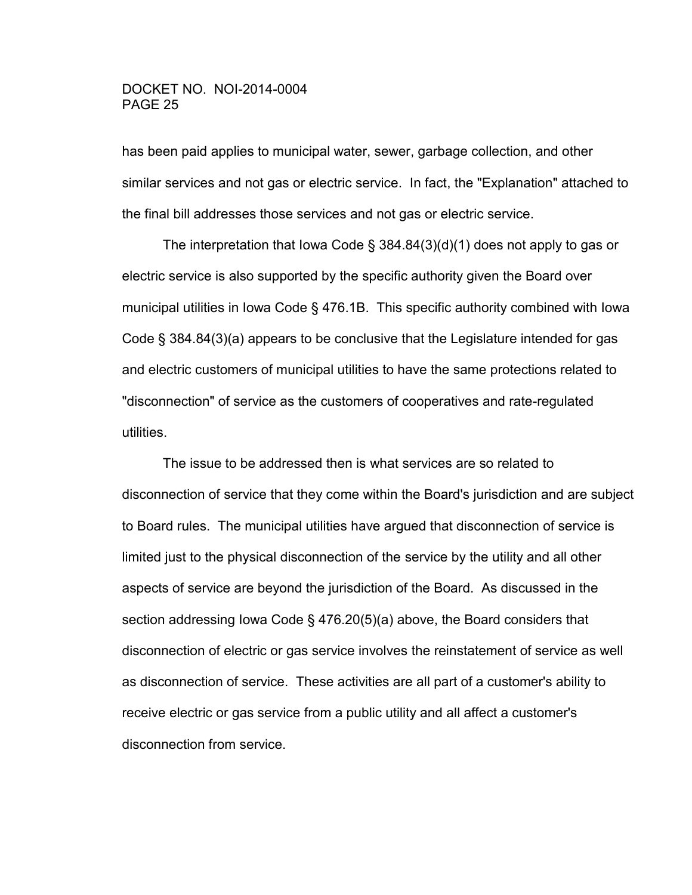has been paid applies to municipal water, sewer, garbage collection, and other similar services and not gas or electric service. In fact, the "Explanation" attached to the final bill addresses those services and not gas or electric service.

The interpretation that Iowa Code § 384.84(3)(d)(1) does not apply to gas or electric service is also supported by the specific authority given the Board over municipal utilities in Iowa Code § 476.1B. This specific authority combined with Iowa Code § 384.84(3)(a) appears to be conclusive that the Legislature intended for gas and electric customers of municipal utilities to have the same protections related to "disconnection" of service as the customers of cooperatives and rate-regulated utilities.

The issue to be addressed then is what services are so related to disconnection of service that they come within the Board's jurisdiction and are subject to Board rules. The municipal utilities have argued that disconnection of service is limited just to the physical disconnection of the service by the utility and all other aspects of service are beyond the jurisdiction of the Board. As discussed in the section addressing Iowa Code § 476.20(5)(a) above, the Board considers that disconnection of electric or gas service involves the reinstatement of service as well as disconnection of service. These activities are all part of a customer's ability to receive electric or gas service from a public utility and all affect a customer's disconnection from service.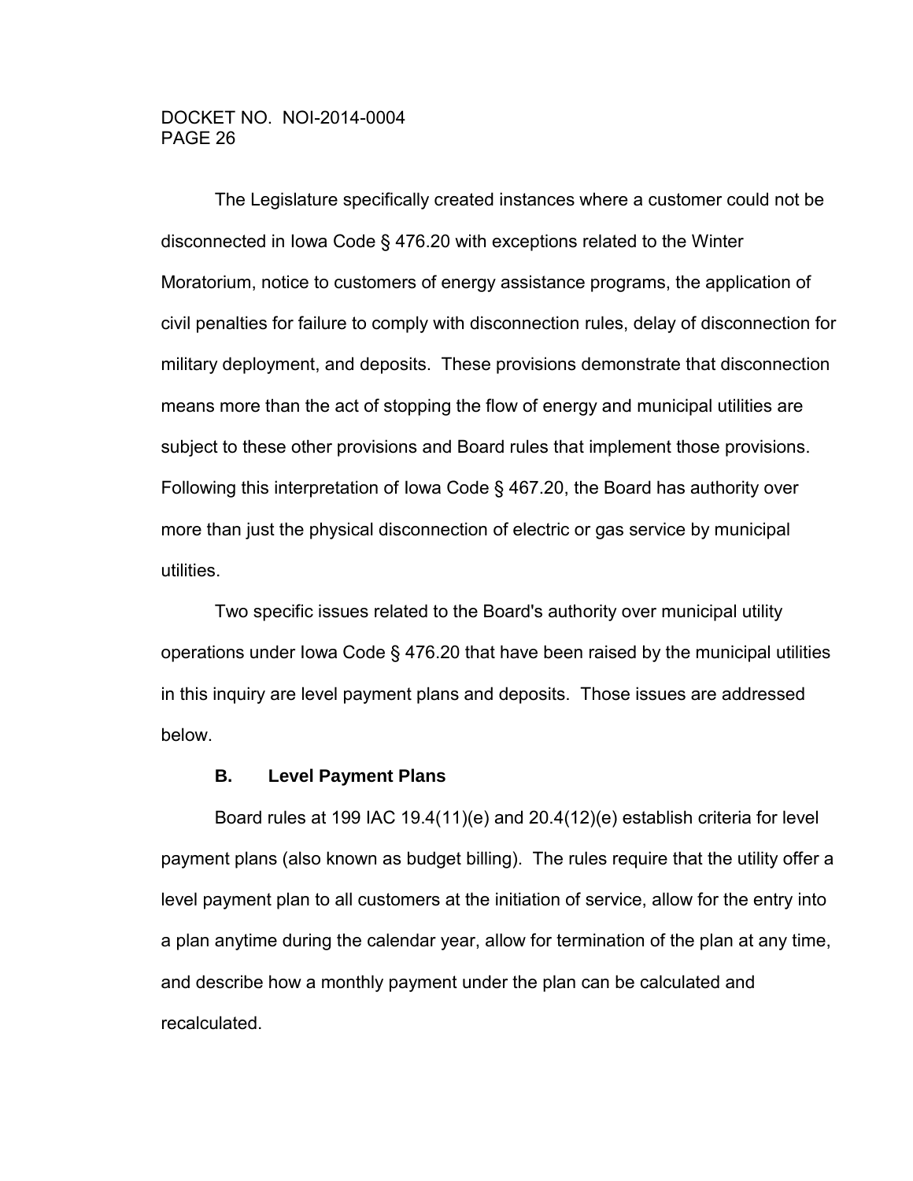The Legislature specifically created instances where a customer could not be disconnected in Iowa Code § 476.20 with exceptions related to the Winter Moratorium, notice to customers of energy assistance programs, the application of civil penalties for failure to comply with disconnection rules, delay of disconnection for military deployment, and deposits. These provisions demonstrate that disconnection means more than the act of stopping the flow of energy and municipal utilities are subject to these other provisions and Board rules that implement those provisions. Following this interpretation of Iowa Code § 467.20, the Board has authority over more than just the physical disconnection of electric or gas service by municipal utilities.

Two specific issues related to the Board's authority over municipal utility operations under Iowa Code § 476.20 that have been raised by the municipal utilities in this inquiry are level payment plans and deposits. Those issues are addressed below.

### B. Level Payment Plans

Board rules at 199 IAC 19.4(11)(e) and 20.4(12)(e) establish criteria for level payment plans (also known as budget billing). The rules require that the utility offer a level payment plan to all customers at the initiation of service, allow for the entry into a plan anytime during the calendar year, allow for termination of the plan at any time, and describe how a monthly payment under the plan can be calculated and recalculated.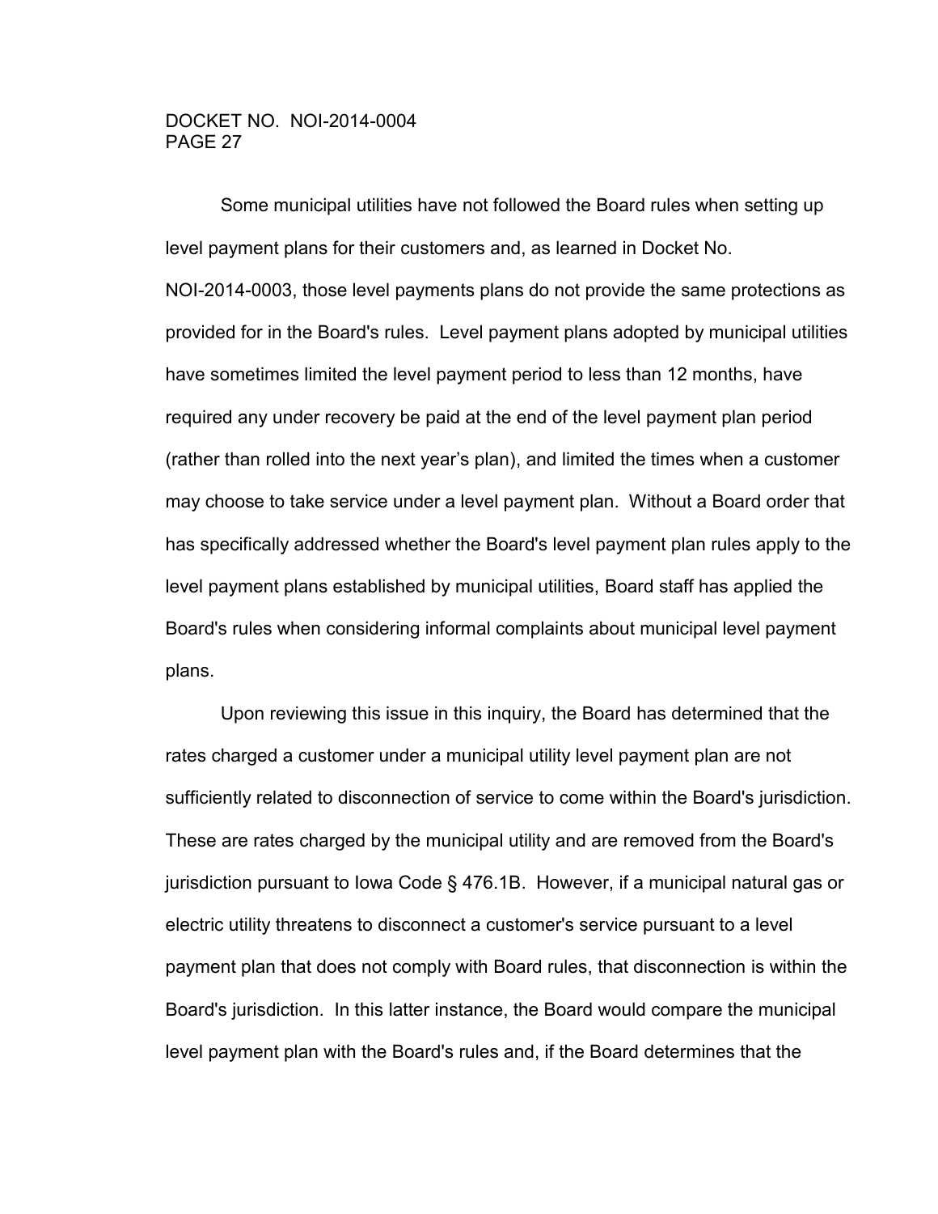Some municipal utilities have not followed the Board rules when setting up level payment plans for their customers and, as learned in Docket No. NOI-2014-0003, those level payments plans do not provide the same protections as provided for in the Board's rules. Level payment plans adopted by municipal utilities have sometimes limited the level payment period to less than 12 months, have required any under recovery be paid at the end of the level payment plan period (rather than rolled into the next year's plan), and limited the times when a customer may choose to take service under a level payment plan. Without a Board order that has specifically addressed whether the Board's level payment plan rules apply to the level payment plans established by municipal utilities, Board staff has applied the Board's rules when considering informal complaints about municipal level payment plans.

Upon reviewing this issue in this inquiry, the Board has determined that the rates charged a customer under a municipal utility level payment plan are not sufficiently related to disconnection of service to come within the Board's jurisdiction. These are rates charged by the municipal utility and are removed from the Board's jurisdiction pursuant to Iowa Code § 476.1B. However, if a municipal natural gas or electric utility threatens to disconnect a customer's service pursuant to a level payment plan that does not comply with Board rules, that disconnection is within the Board's jurisdiction. In this latter instance, the Board would compare the municipal level payment plan with the Board's rules and, if the Board determines that the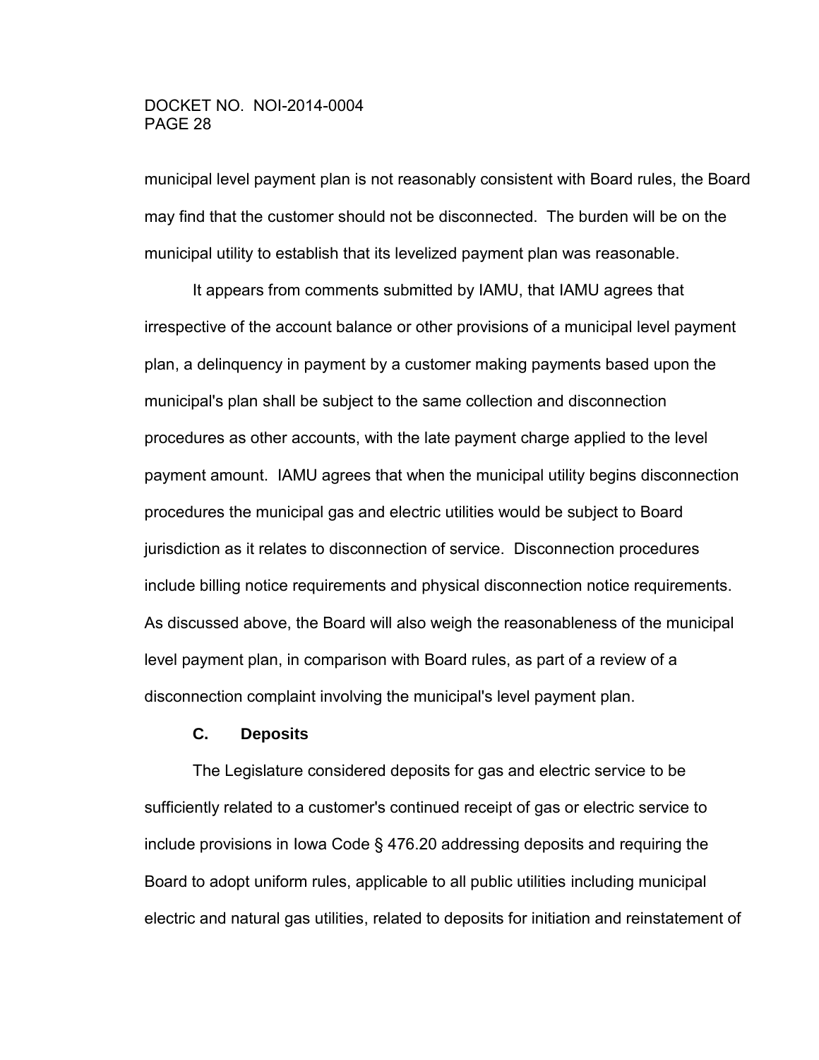municipal level payment plan is not reasonably consistent with Board rules, the Board may find that the customer should not be disconnected. The burden will be on the municipal utility to establish that its levelized payment plan was reasonable.

It appears from comments submitted by IAMU, that IAMU agrees that irrespective of the account balance or other provisions of a municipal level payment plan, a delinquency in payment by a customer making payments based upon the municipal's plan shall be subject to the same collection and disconnection procedures as other accounts, with the late payment charge applied to the level payment amount. IAMU agrees that when the municipal utility begins disconnection procedures the municipal gas and electric utilities would be subject to Board jurisdiction as it relates to disconnection of service. Disconnection procedures include billing notice requirements and physical disconnection notice requirements. As discussed above, the Board will also weigh the reasonableness of the municipal level payment plan, in comparison with Board rules, as part of a review of a disconnection complaint involving the municipal's level payment plan.

### C. Deposits

The Legislature considered deposits for gas and electric service to be sufficiently related to a customer's continued receipt of gas or electric service to include provisions in Iowa Code § 476.20 addressing deposits and requiring the Board to adopt uniform rules, applicable to all public utilities including municipal electric and natural gas utilities, related to deposits for initiation and reinstatement of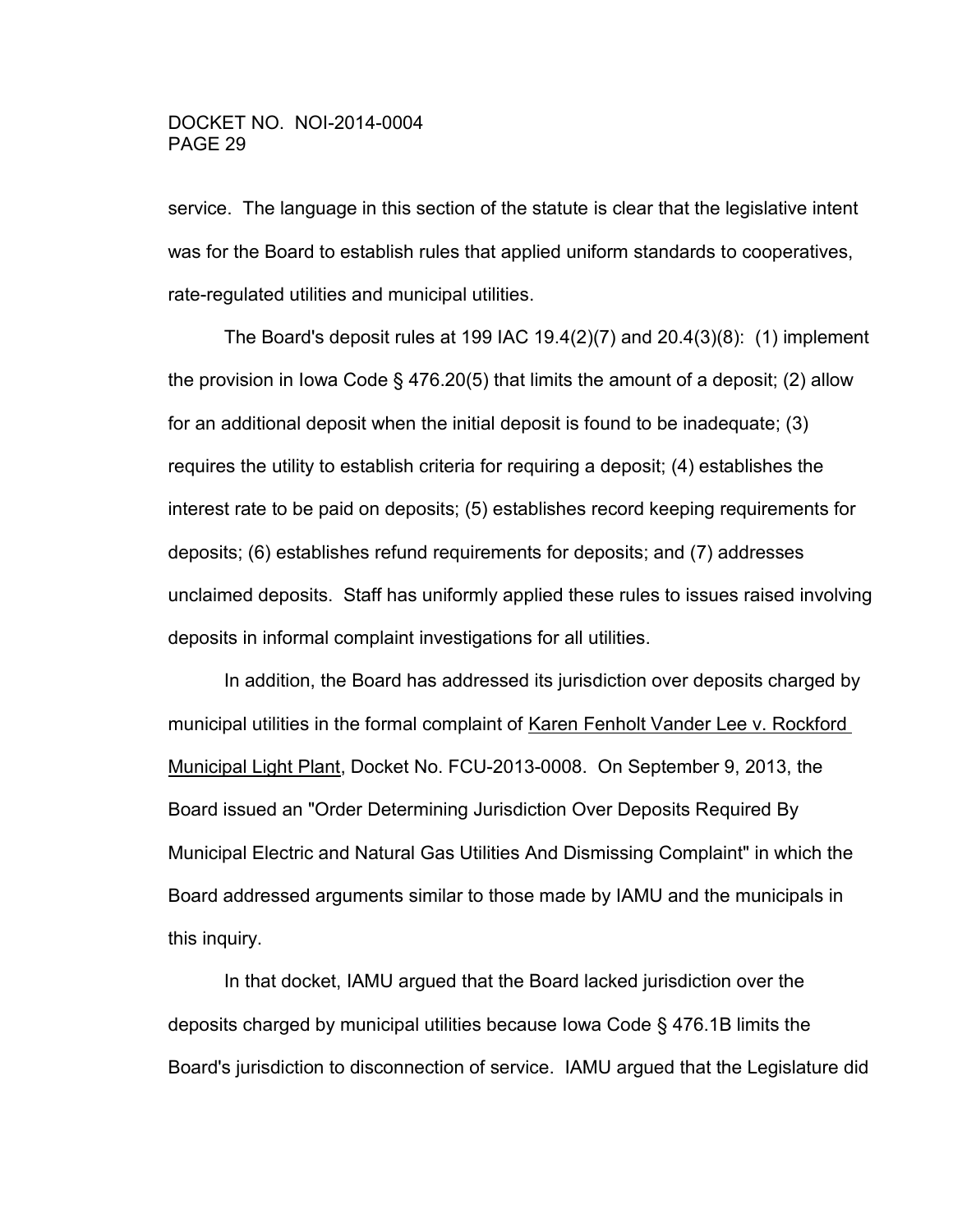service. The language in this section of the statute is clear that the legislative intent was for the Board to establish rules that applied uniform standards to cooperatives, rate-regulated utilities and municipal utilities.

The Board's deposit rules at 199 IAC 19.4(2)(7) and 20.4(3)(8): (1) implement the provision in Iowa Code § 476.20(5) that limits the amount of a deposit; (2) allow for an additional deposit when the initial deposit is found to be inadequate; (3) requires the utility to establish criteria for requiring a deposit; (4) establishes the interest rate to be paid on deposits; (5) establishes record keeping requirements for deposits; (6) establishes refund requirements for deposits; and (7) addresses unclaimed deposits. Staff has uniformly applied these rules to issues raised involving deposits in informal complaint investigations for all utilities.

In addition, the Board has addressed its jurisdiction over deposits charged by municipal utilities in the formal complaint of Karen Fenholt Vander Lee v. Rockford Municipal Light Plant, Docket No. FCU-2013-0008. On September 9, 2013, the Board issued an "Order Determining Jurisdiction Over Deposits Required By Municipal Electric and Natural Gas Utilities And Dismissing Complaint" in which the Board addressed arguments similar to those made by IAMU and the municipals in this inquiry.

In that docket, IAMU argued that the Board lacked jurisdiction over the deposits charged by municipal utilities because Iowa Code § 476.1B limits the Board's jurisdiction to disconnection of service. IAMU argued that the Legislature did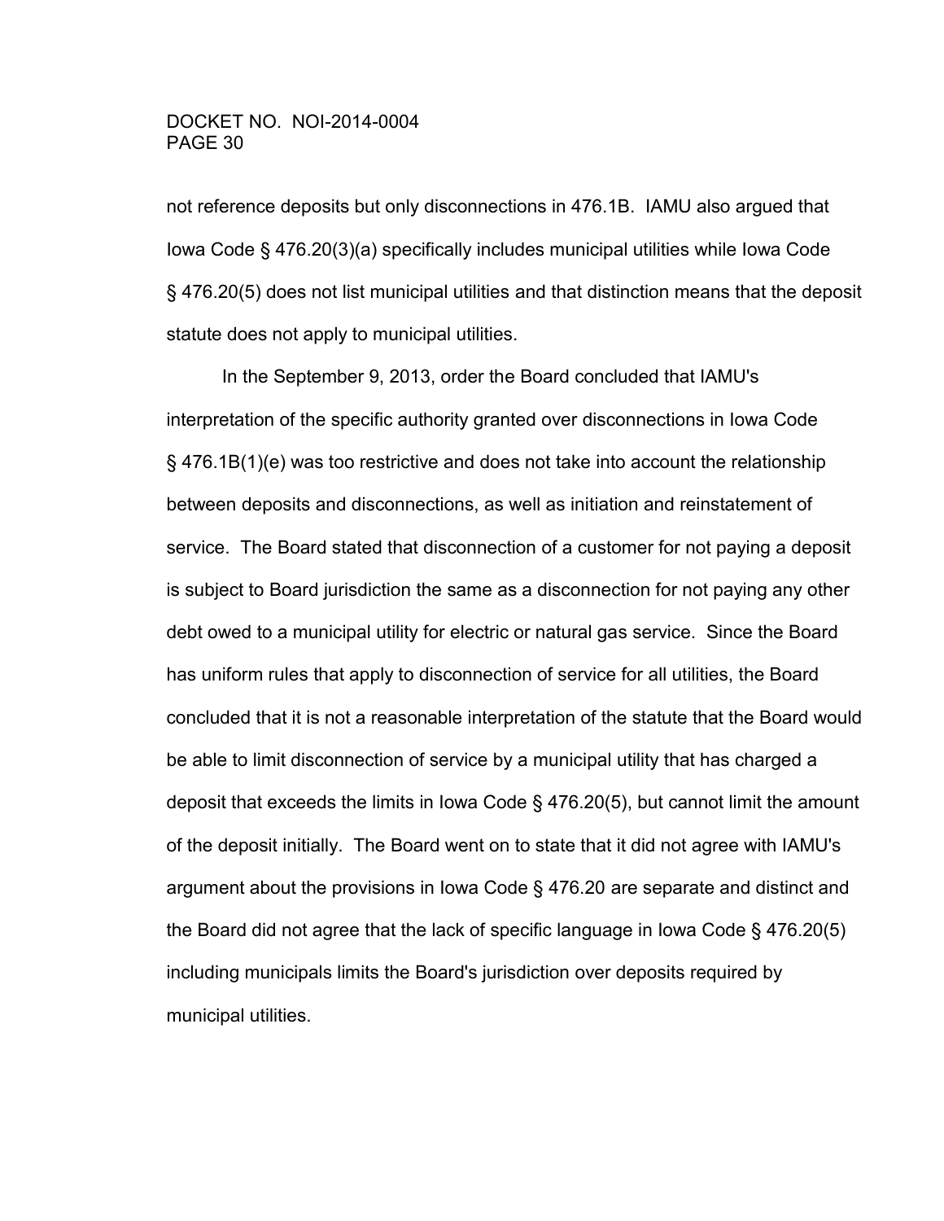not reference deposits but only disconnections in 476.1B. IAMU also argued that Iowa Code § 476.20(3)(a) specifically includes municipal utilities while Iowa Code § 476.20(5) does not list municipal utilities and that distinction means that the deposit statute does not apply to municipal utilities.

In the September 9, 2013, order the Board concluded that IAMU's interpretation of the specific authority granted over disconnections in Iowa Code § 476.1B(1)(e) was too restrictive and does not take into account the relationship between deposits and disconnections, as well as initiation and reinstatement of service. The Board stated that disconnection of a customer for not paying a deposit is subject to Board jurisdiction the same as a disconnection for not paying any other debt owed to a municipal utility for electric or natural gas service. Since the Board has uniform rules that apply to disconnection of service for all utilities, the Board concluded that it is not a reasonable interpretation of the statute that the Board would be able to limit disconnection of service by a municipal utility that has charged a deposit that exceeds the limits in Iowa Code § 476.20(5), but cannot limit the amount of the deposit initially. The Board went on to state that it did not agree with IAMU's argument about the provisions in Iowa Code § 476.20 are separate and distinct and the Board did not agree that the lack of specific language in Iowa Code § 476.20(5) including municipals limits the Board's jurisdiction over deposits required by municipal utilities.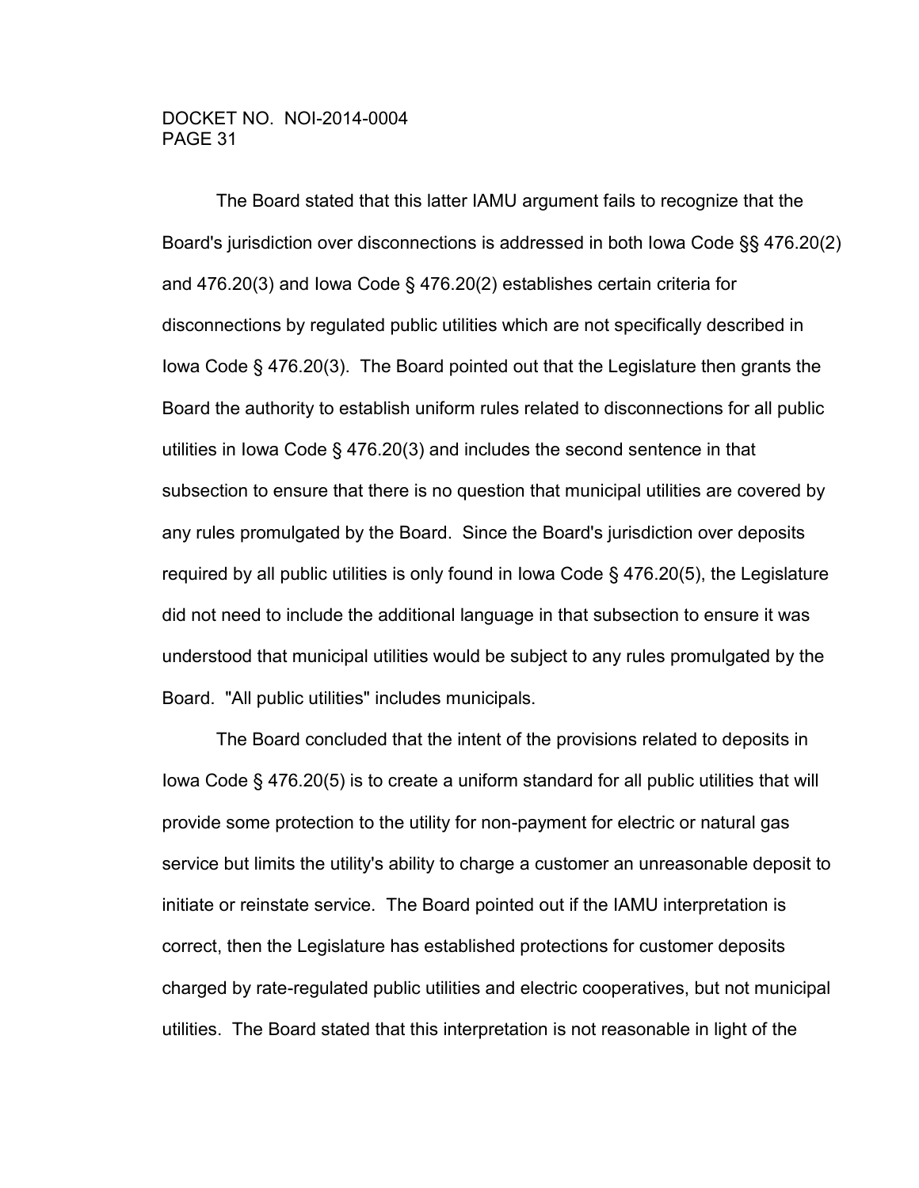The Board stated that this latter IAMU argument fails to recognize that the Board's jurisdiction over disconnections is addressed in both Iowa Code §§ 476.20(2) and 476.20(3) and Iowa Code § 476.20(2) establishes certain criteria for disconnections by regulated public utilities which are not specifically described in Iowa Code § 476.20(3). The Board pointed out that the Legislature then grants the Board the authority to establish uniform rules related to disconnections for all public utilities in Iowa Code § 476.20(3) and includes the second sentence in that subsection to ensure that there is no question that municipal utilities are covered by any rules promulgated by the Board. Since the Board's jurisdiction over deposits required by all public utilities is only found in Iowa Code § 476.20(5), the Legislature did not need to include the additional language in that subsection to ensure it was understood that municipal utilities would be subject to any rules promulgated by the Board. "All public utilities" includes municipals.

The Board concluded that the intent of the provisions related to deposits in Iowa Code § 476.20(5) is to create a uniform standard for all public utilities that will provide some protection to the utility for non-payment for electric or natural gas service but limits the utility's ability to charge a customer an unreasonable deposit to initiate or reinstate service. The Board pointed out if the IAMU interpretation is correct, then the Legislature has established protections for customer deposits charged by rate-regulated public utilities and electric cooperatives, but not municipal utilities. The Board stated that this interpretation is not reasonable in light of the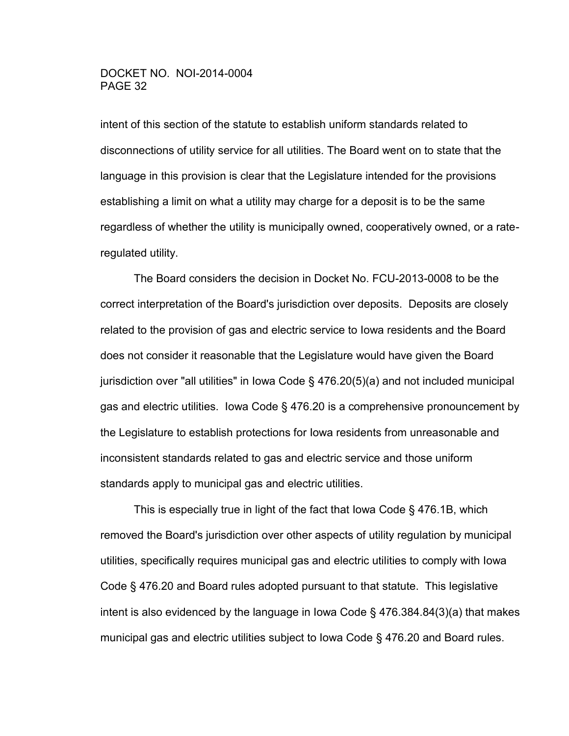intent of this section of the statute to establish uniform standards related to disconnections of utility service for all utilities. The Board went on to state that the language in this provision is clear that the Legislature intended for the provisions establishing a limit on what a utility may charge for a deposit is to be the same regardless of whether the utility is municipally owned, cooperatively owned, or a rate-regulated utility.

The Board considers the decision in Docket No. FCU-2013-0008 to be the correct interpretation of the Board's jurisdiction over deposits. Deposits are closely related to the provision of gas and electric service to Iowa residents and the Board does not consider it reasonable that the Legislature would have given the Board jurisdiction over "all utilities" in Iowa Code § 476.20(5)(a) and not included municipal gas and electric utilities. Iowa Code § 476.20 is a comprehensive pronouncement by the Legislature to establish protections for Iowa residents from unreasonable and inconsistent standards related to gas and electric service and those uniform standards apply to municipal gas and electric utilities.

This is especially true in light of the fact that Iowa Code § 476.1B, which removed the Board's jurisdiction over other aspects of utility regulation by municipal utilities, specifically requires municipal gas and electric utilities to comply with Iowa Code § 476.20 and Board rules adopted pursuant to that statute. This legislative intent is also evidenced by the language in Iowa Code § 476.384.84(3)(a) that makes municipal gas and electric utilities subject to Iowa Code § 476.20 and Board rules.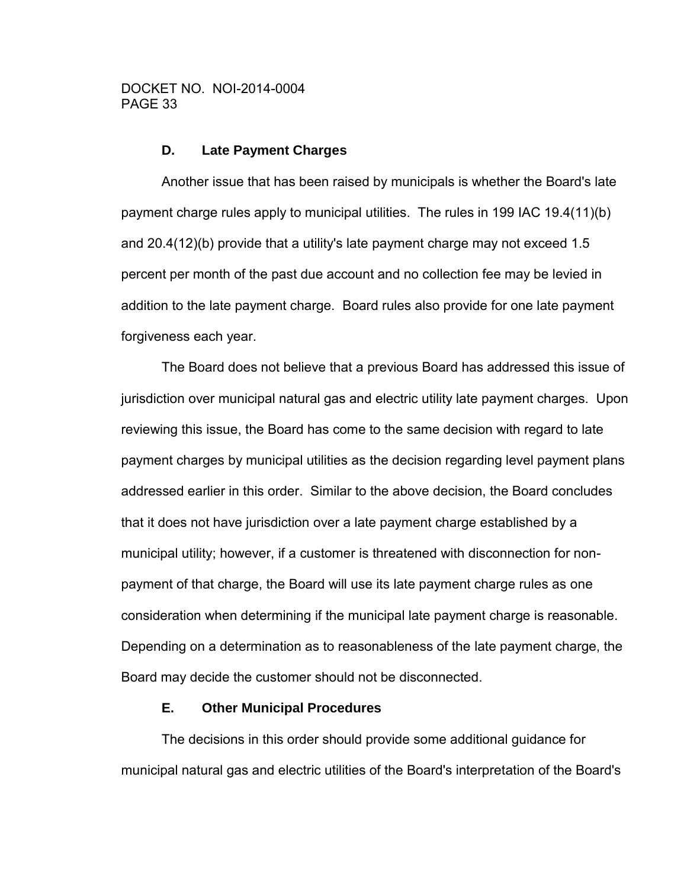### D. Late Payment Charges

Another issue that has been raised by municipals is whether the Board's late payment charge rules apply to municipal utilities. The rules in 199 IAC 19.4(11)(b) and 20.4(12)(b) provide that a utility's late payment charge may not exceed 1.5 percent per month of the past due account and no collection fee may be levied in addition to the late payment charge. Board rules also provide for one late payment forgiveness each year.

The Board does not believe that a previous Board has addressed this issue of jurisdiction over municipal natural gas and electric utility late payment charges. Upon reviewing this issue, the Board has come to the same decision with regard to late payment charges by municipal utilities as the decision regarding level payment plans addressed earlier in this order. Similar to the above decision, the Board concludes that it does not have jurisdiction over a late payment charge established by a municipal utility; however, if a customer is threatened with disconnection for non-payment of that charge, the Board will use its late payment charge rules as one consideration when determining if the municipal late payment charge is reasonable. Depending on a determination as to reasonableness of the late payment charge, the Board may decide the customer should not be disconnected.

### E. Other Municipal Procedures

The decisions in this order should provide some additional guidance for municipal natural gas and electric utilities of the Board's interpretation of the Board's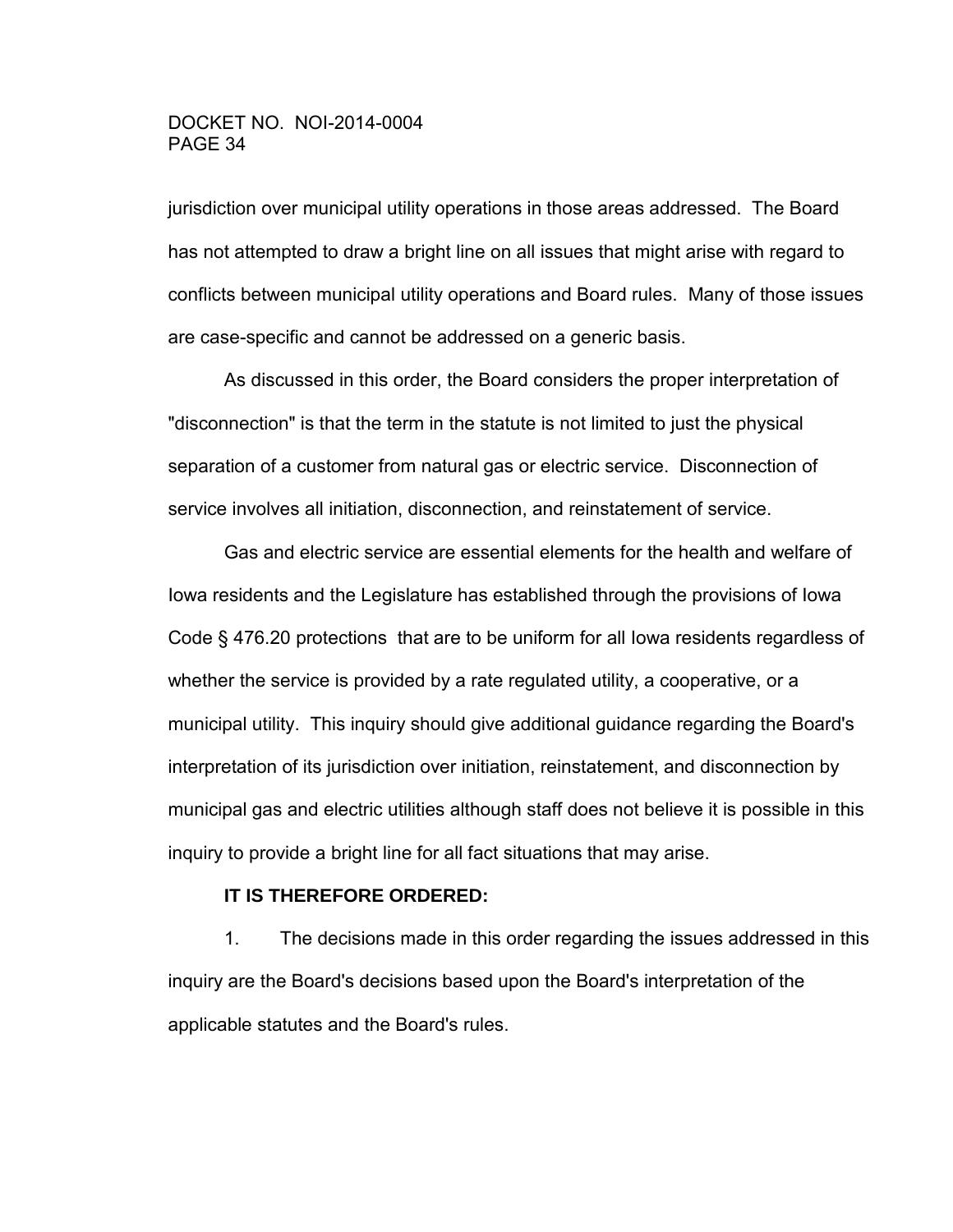jurisdiction over municipal utility operations in those areas addressed. The Board has not attempted to draw a bright line on all issues that might arise with regard to conflicts between municipal utility operations and Board rules. Many of those issues are case-specific and cannot be addressed on a generic basis.

As discussed in this order, the Board considers the proper interpretation of "disconnection" is that the term in the statute is not limited to just the physical separation of a customer from natural gas or electric service. Disconnection of service involves all initiation, disconnection, and reinstatement of service.

Gas and electric service are essential elements for the health and welfare of Iowa residents and the Legislature has established through the provisions of Iowa Code § 476.20 protections that are to be uniform for all Iowa residents regardless of whether the service is provided by a rate regulated utility, a cooperative, or a municipal utility. This inquiry should give additional guidance regarding the Board's interpretation of its jurisdiction over initiation, reinstatement, and disconnection by municipal gas and electric utilities although staff does not believe it is possible in this inquiry to provide a bright line for all fact situations that may arise.

**IT IS THEREFORE ORDERED:**

1. The decisions made in this order regarding the issues addressed in this inquiry are the Board's decisions based upon the Board's interpretation of the applicable statutes and the Board's rules.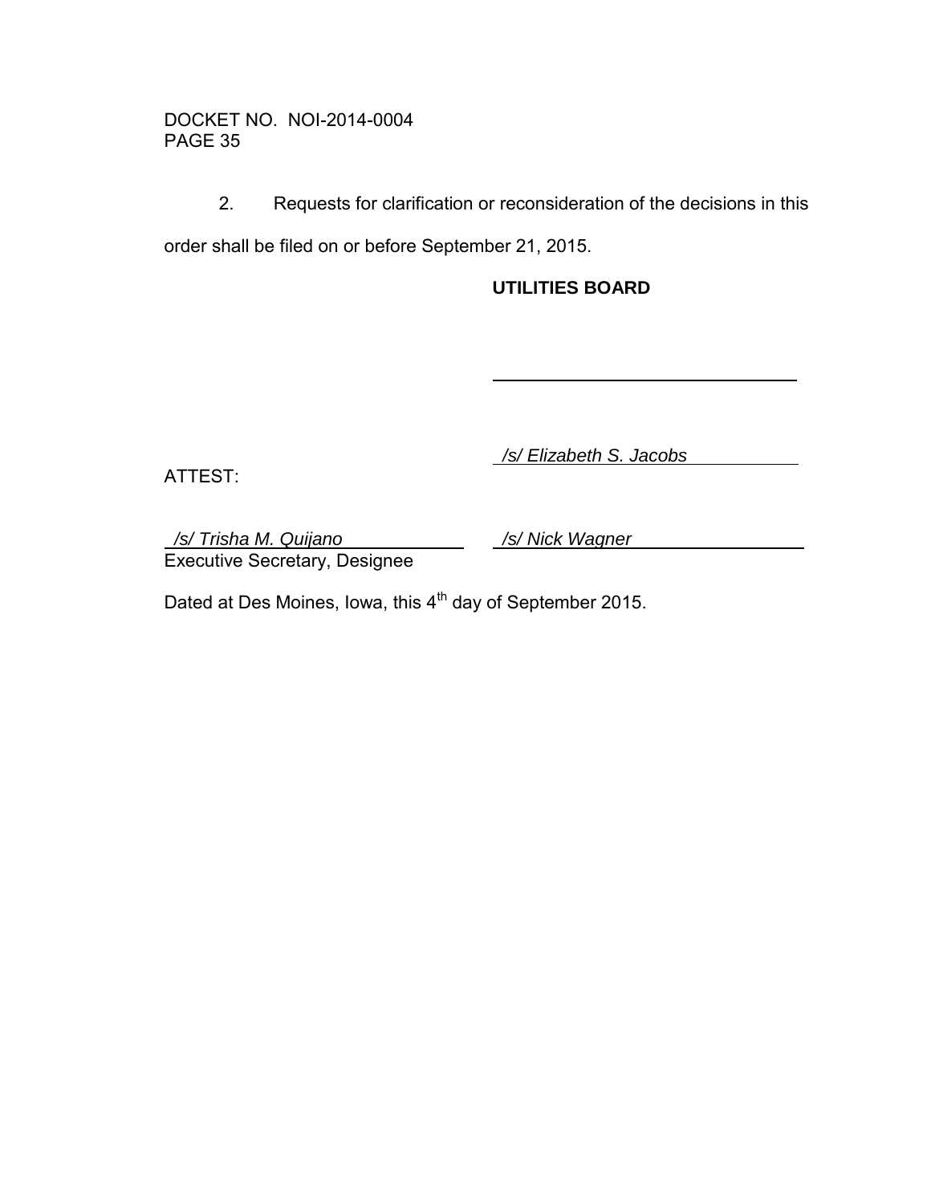2. Requests for clarification or reconsideration of the decisions in this order shall be filed on or before September 21, 2015.

**UTILITIES BOARD**

\_\_\_\_\_\_\_\_\_\_\_\_\_\_\_\_\_\_\_\_\_\_\_\_\_\_\_\_\_\_

*/s/ Elizabeth S. Jacobs*

ATTEST:

*/s/ Trisha M. Quijano*
Executive Secretary, Designee

*/s/ Nick Wagner*

Dated at Des Moines, Iowa, this 4th day of September 2015.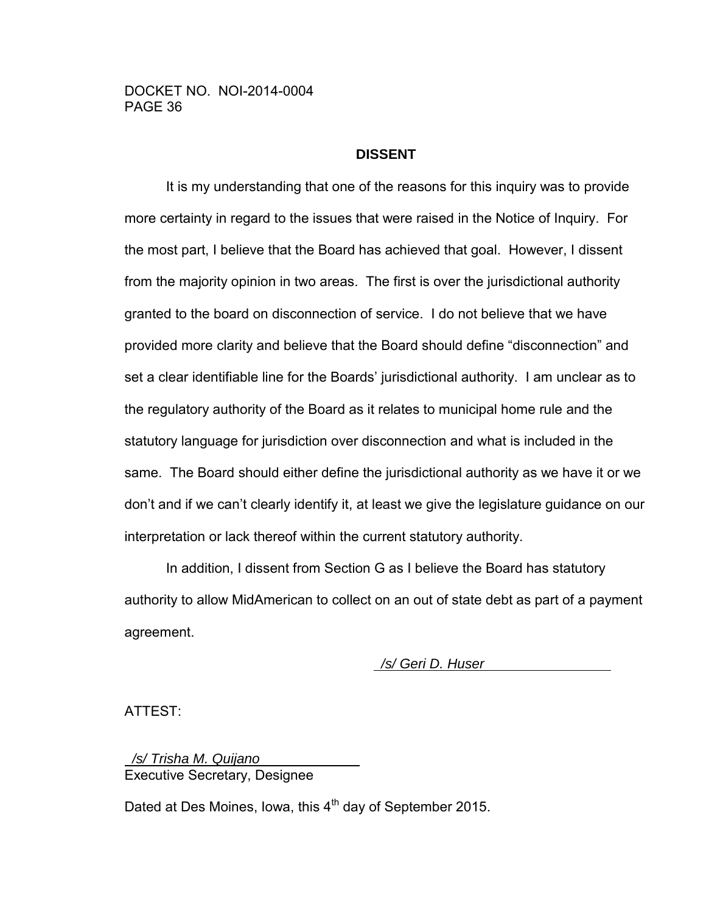## DISSENT

It is my understanding that one of the reasons for this inquiry was to provide more certainty in regard to the issues that were raised in the Notice of Inquiry. For the most part, I believe that the Board has achieved that goal. However, I dissent from the majority opinion in two areas. The first is over the jurisdictional authority granted to the board on disconnection of service. I do not believe that we have provided more clarity and believe that the Board should define "disconnection" and set a clear identifiable line for the Boards' jurisdictional authority. I am unclear as to the regulatory authority of the Board as it relates to municipal home rule and the statutory language for jurisdiction over disconnection and what is included in the same. The Board should either define the jurisdictional authority as we have it or we don't and if we can't clearly identify it, at least we give the legislature guidance on our interpretation or lack thereof within the current statutory authority.

In addition, I dissent from Section G as I believe the Board has statutory authority to allow MidAmerican to collect on an out of state debt as part of a payment agreement.

*/s/ Geri D. Huser*

ATTEST:

*/s/ Trisha M. Quijano*
Executive Secretary, Designee

Dated at Des Moines, Iowa, this 4th day of September 2015.